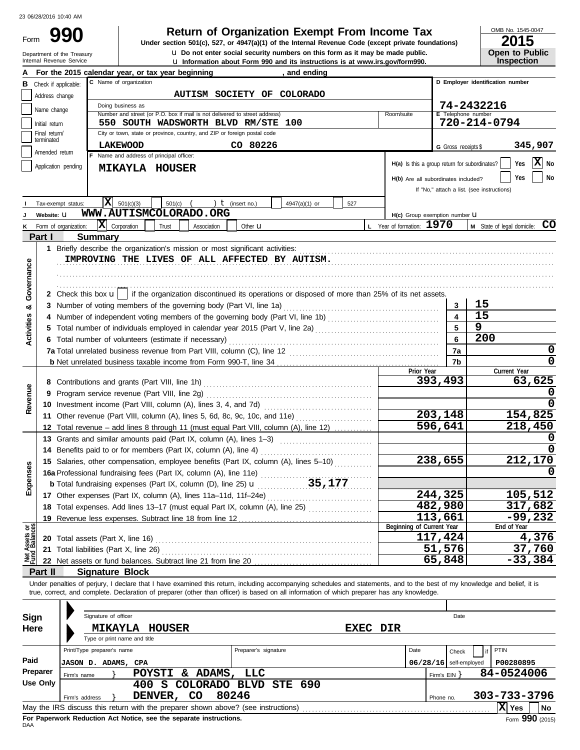23 06/28/2016 10:40 AM

# Form 990 — Return of Organization Exempt From Income Tax

Under section 501(c), 527, or 4947(a)(1) of the Internal Revenue Code (except private foundations)

u Do not enter social security numbers on this form as it may be made public.

u Information about Form 990 and its instructions is at www.irs.gov/form990.

Department of the Treasury
Internal Revenue Service

OMB No. 1545-0047

**2015**

**Open to Public Inspection**

**A** For the 2015 calendar year, or tax year beginning , and ending

**B** Check if applicable:
- [ ] Address change
- [ ] Name change
- [ ] Initial return
- [ ] Final return/terminated
- [ ] Amended return
- [ ] Application pending

**C** Name of organization: **AUTISM SOCIETY OF COLORADO**

Doing business as

Number and street (or P.O. box if mail is not delivered to street address): **550 SOUTH WADSWORTH BLVD RM/STE 100** Room/suite

City or town, state or province, country, and ZIP or foreign postal code: **LAKEWOOD CO 80226**

**D** Employer identification number: **74-2432216**

**E** Telephone number: **720-214-0794**

**G** Gross receipts $ **345,907**

**F** Name and address of principal officer: **MIKAYLA HOUSER**

**H(a)** Is this a group return for subordinates? [ ] Yes [X] No

**H(b)** Are all subordinates included? [ ] Yes [ ] No
If "No," attach a list. (see instructions)

**H(c)** Group exemption number u

**I** Tax-exempt status: [X] 501(c)(3) [ ] 501(c) ( ) t (insert no.) [ ] 4947(a)(1) or [ ] 527

**J** Website: u **WWW.AUTISMCOLORADO.ORG**

**K** Form of organization: [X] Corporation [ ] Trust [ ] Association [ ] Other u

**L** Year of formation: **1970**

**M** State of legal domicile: **CO**

## Part I — Summary

### Activities & Governance

1 Briefly describe the organization's mission or most significant activities:
IMPROVING THE LIVES OF ALL AFFECTED BY AUTISM.

2 Check this box u [ ] if the organization discontinued its operations or disposed of more than 25% of its net assets.

| | | |
|---|---|---|
| 3 Number of voting members of the governing body (Part VI, line 1a) | 3 | 15 |
| 4 Number of independent voting members of the governing body (Part VI, line 1b) | 4 | 15 |
| 5 Total number of individuals employed in calendar year 2015 (Part V, line 2a) | 5 | 9 |
| 6 Total number of volunteers (estimate if necessary) | 6 | 200 |
| 7a Total unrelated business revenue from Part VIII, column (C), line 12 | 7a | 0 |
| b Net unrelated business taxable income from Form 990-T, line 34 | 7b | 0 |

### Revenue / Expenses

| | Prior Year | Current Year |
|---|---|---|
| 8 Contributions and grants (Part VIII, line 1h) | 393,493 | 63,625 |
| 9 Program service revenue (Part VIII, line 2g) | | 0 |
| 10 Investment income (Part VIII, column (A), lines 3, 4, and 7d) | | 0 |
| 11 Other revenue (Part VIII, column (A), lines 5, 6d, 8c, 9c, 10c, and 11e) | 203,148 | 154,825 |
| 12 Total revenue – add lines 8 through 11 (must equal Part VIII, column (A), line 12) | 596,641 | 218,450 |
| 13 Grants and similar amounts paid (Part IX, column (A), lines 1–3) | | 0 |
| 14 Benefits paid to or for members (Part IX, column (A), line 4) | | 0 |
| 15 Salaries, other compensation, employee benefits (Part IX, column (A), lines 5–10) | 238,655 | 212,170 |
| 16a Professional fundraising fees (Part IX, column (A), line 11e) | | 0 |
| b Total fundraising expenses (Part IX, column (D), line 25) u 35,177 | | |
| 17 Other expenses (Part IX, column (A), lines 11a–11d, 11f–24e) | 244,325 | 105,512 |
| 18 Total expenses. Add lines 13–17 (must equal Part IX, column (A), line 25) | 482,980 | 317,682 |
| 19 Revenue less expenses. Subtract line 18 from line 12 | 113,661 | -99,232 |

### Net Assets or Fund Balances

| | Beginning of Current Year | End of Year |
|---|---|---|
| 20 Total assets (Part X, line 16) | 117,424 | 4,376 |
| 21 Total liabilities (Part X, line 26) | 51,576 | 37,760 |
| 22 Net assets or fund balances. Subtract line 21 from line 20 | 65,848 | -33,384 |

## Part II — Signature Block

Under penalties of perjury, I declare that I have examined this return, including accompanying schedules and statements, and to the best of my knowledge and belief, it is true, correct, and complete. Declaration of preparer (other than officer) is based on all information of which preparer has any knowledge.

**Sign Here**

Signature of officer — Date

MIKAYLA HOUSER — EXEC DIR

Type or print name and title

**Paid Preparer Use Only**

| Print/Type preparer's name | Preparer's signature | Date | Check [ ] if self-employed | PTIN |
|---|---|---|---|---|
| JASON D. ADAMS, CPA | | 06/28/16 | | P00280895 |

Firm's name: POYSTI & ADAMS, LLC — Firm's EIN: 84-0524006

Firm's address: 400 S COLORADO BLVD STE 690, DENVER, CO 80246 — Phone no. 303-733-3796

May the IRS discuss this return with the preparer shown above? (see instructions) [X] Yes [ ] No

For Paperwork Reduction Act Notice, see the separate instructions.

DAA — Form 990 (2015)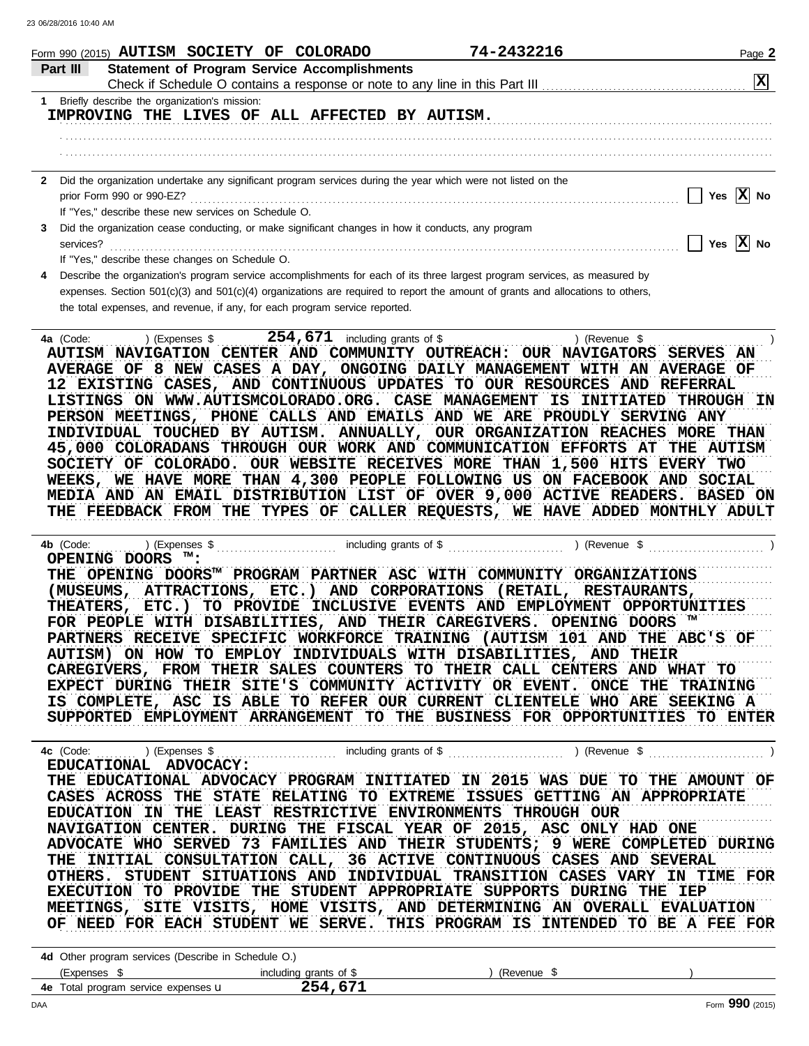Form 990 (2015) AUTISM SOCIETY OF COLORADO 74-2432216 Page **2**

**Part III Statement of Program Service Accomplishments**

Check if Schedule O contains a response or note to any line in this Part III .......... [X]

**1** Briefly describe the organization's mission:

IMPROVING THE LIVES OF ALL AFFECTED BY AUTISM.

**2** Did the organization undertake any significant program services during the year which were not listed on the prior Form 990 or 990-EZ? .......... [ ] Yes [X] No

If "Yes," describe these new services on Schedule O.

**3** Did the organization cease conducting, or make significant changes in how it conducts, any program services? .......... [ ] Yes [X] No

If "Yes," describe these changes on Schedule O.

**4** Describe the organization's program service accomplishments for each of its three largest program services, as measured by expenses. Section 501(c)(3) and 501(c)(4) organizations are required to report the amount of grants and allocations to others, the total expenses, and revenue, if any, for each program service reported.

**4a** (Code: ) (Expenses $ 254,671 including grants of $ ) (Revenue $ )

AUTISM NAVIGATION CENTER AND COMMUNITY OUTREACH: OUR NAVIGATORS SERVES AN AVERAGE OF 8 NEW CASES A DAY, ONGOING DAILY MANAGEMENT WITH AN AVERAGE OF 12 EXISTING CASES, AND CONTINUOUS UPDATES TO OUR RESOURCES AND REFERRAL LISTINGS ON WWW.AUTISMCOLORADO.ORG. CASE MANAGEMENT IS INITIATED THROUGH IN PERSON MEETINGS, PHONE CALLS AND EMAILS AND WE ARE PROUDLY SERVING ANY INDIVIDUAL TOUCHED BY AUTISM. ANNUALLY, OUR ORGANIZATION REACHES MORE THAN 45,000 COLORADANS THROUGH OUR WORK AND COMMUNICATION EFFORTS AT THE AUTISM SOCIETY OF COLORADO. OUR WEBSITE RECEIVES MORE THAN 1,500 HITS EVERY TWO WEEKS, WE HAVE MORE THAN 4,300 PEOPLE FOLLOWING US ON FACEBOOK AND SOCIAL MEDIA AND AN EMAIL DISTRIBUTION LIST OF OVER 9,000 ACTIVE READERS. BASED ON THE FEEDBACK FROM THE TYPES OF CALLER REQUESTS, WE HAVE ADDED MONTHLY ADULT

**4b** (Code: ) (Expenses $ including grants of $ ) (Revenue $ )

OPENING DOORS ™:

THE OPENING DOORS™ PROGRAM PARTNER ASC WITH COMMUNITY ORGANIZATIONS (MUSEUMS, ATTRACTIONS, ETC.) AND CORPORATIONS (RETAIL, RESTAURANTS, THEATERS, ETC.) TO PROVIDE INCLUSIVE EVENTS AND EMPLOYMENT OPPORTUNITIES FOR PEOPLE WITH DISABILITIES, AND THEIR CAREGIVERS. OPENING DOORS ™ PARTNERS RECEIVE SPECIFIC WORKFORCE TRAINING (AUTISM 101 AND THE ABC'S OF AUTISM) ON HOW TO EMPLOY INDIVIDUALS WITH DISABILITIES, AND THEIR CAREGIVERS, FROM THEIR SALES COUNTERS TO THEIR CALL CENTERS AND WHAT TO EXPECT DURING THEIR SITE'S COMMUNITY ACTIVITY OR EVENT. ONCE THE TRAINING IS COMPLETE, ASC IS ABLE TO REFER OUR CURRENT CLIENTELE WHO ARE SEEKING A SUPPORTED EMPLOYMENT ARRANGEMENT TO THE BUSINESS FOR OPPORTUNITIES TO ENTER

**4c** (Code: ) (Expenses $ including grants of $ ) (Revenue $ )

EDUCATIONAL ADVOCACY:

THE EDUCATIONAL ADVOCACY PROGRAM INITIATED IN 2015 WAS DUE TO THE AMOUNT OF CASES ACROSS THE STATE RELATING TO EXTREME ISSUES GETTING AN APPROPRIATE EDUCATION IN THE LEAST RESTRICTIVE ENVIRONMENTS THROUGH OUR NAVIGATION CENTER. DURING THE FISCAL YEAR OF 2015, ASC ONLY HAD ONE ADVOCATE WHO SERVED 73 FAMILIES AND THEIR STUDENTS; 9 WERE COMPLETED DURING THE INITIAL CONSULTATION CALL, 36 ACTIVE CONTINUOUS CASES AND SEVERAL OTHERS. STUDENT SITUATIONS AND INDIVIDUAL TRANSITION CASES VARY IN TIME FOR EXECUTION TO PROVIDE THE STUDENT APPROPRIATE SUPPORTS DURING THE IEP MEETINGS, SITE VISITS, HOME VISITS, AND DETERMINING AN OVERALL EVALUATION OF NEED FOR EACH STUDENT WE SERVE. THIS PROGRAM IS INTENDED TO BE A FEE FOR

**4d** Other program services (Describe in Schedule O.)

(Expenses $ including grants of $ ) (Revenue $ )

**4e** Total program service expenses ▶ 254,671

Form **990** (2015)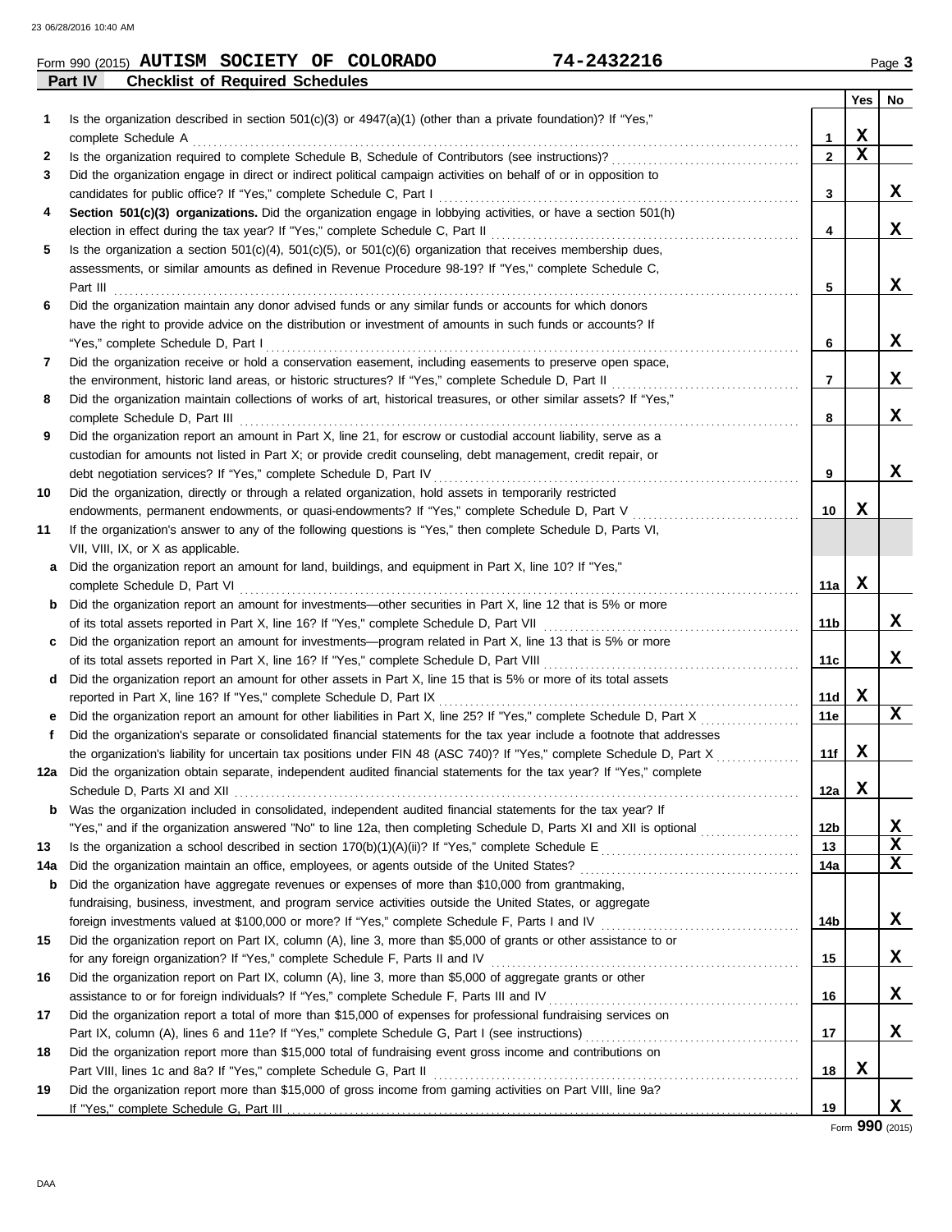Form 990 (2015) **AUTISM SOCIETY OF COLORADO** **74-2432216** Page **3**

## Part IV Checklist of Required Schedules

| | | | Yes | No |
|---|---|---|---|---|
| **1** | Is the organization described in section 501(c)(3) or 4947(a)(1) (other than a private foundation)? If "Yes," complete Schedule A | 1 | X | |
| **2** | Is the organization required to complete Schedule B, Schedule of Contributors (see instructions)? | 2 | X | |
| **3** | Did the organization engage in direct or indirect political campaign activities on behalf of or in opposition to candidates for public office? If "Yes," complete Schedule C, Part I | 3 | | X |
| **4** | **Section 501(c)(3) organizations.** Did the organization engage in lobbying activities, or have a section 501(h) election in effect during the tax year? If "Yes," complete Schedule C, Part II | 4 | | X |
| **5** | Is the organization a section 501(c)(4), 501(c)(5), or 501(c)(6) organization that receives membership dues, assessments, or similar amounts as defined in Revenue Procedure 98-19? If "Yes," complete Schedule C, Part III | 5 | | X |
| **6** | Did the organization maintain any donor advised funds or any similar funds or accounts for which donors have the right to provide advice on the distribution or investment of amounts in such funds or accounts? If "Yes," complete Schedule D, Part I | 6 | | X |
| **7** | Did the organization receive or hold a conservation easement, including easements to preserve open space, the environment, historic land areas, or historic structures? If "Yes," complete Schedule D, Part II | 7 | | X |
| **8** | Did the organization maintain collections of works of art, historical treasures, or other similar assets? If "Yes," complete Schedule D, Part III | 8 | | X |
| **9** | Did the organization report an amount in Part X, line 21, for escrow or custodial account liability, serve as a custodian for amounts not listed in Part X; or provide credit counseling, debt management, credit repair, or debt negotiation services? If "Yes," complete Schedule D, Part IV | 9 | | X |
| **10** | Did the organization, directly or through a related organization, hold assets in temporarily restricted endowments, permanent endowments, or quasi-endowments? If "Yes," complete Schedule D, Part V | 10 | X | |
| **11** | If the organization's answer to any of the following questions is "Yes," then complete Schedule D, Parts VI, VII, VIII, IX, or X as applicable. | | | |
| **a** | Did the organization report an amount for land, buildings, and equipment in Part X, line 10? If "Yes," complete Schedule D, Part VI | 11a | X | |
| **b** | Did the organization report an amount for investments—other securities in Part X, line 12 that is 5% or more of its total assets reported in Part X, line 16? If "Yes," complete Schedule D, Part VII | 11b | | X |
| **c** | Did the organization report an amount for investments—program related in Part X, line 13 that is 5% or more of its total assets reported in Part X, line 16? If "Yes," complete Schedule D, Part VIII | 11c | | X |
| **d** | Did the organization report an amount for other assets in Part X, line 15 that is 5% or more of its total assets reported in Part X, line 16? If "Yes," complete Schedule D, Part IX | 11d | X | |
| **e** | Did the organization report an amount for other liabilities in Part X, line 25? If "Yes," complete Schedule D, Part X | 11e | | X |
| **f** | Did the organization's separate or consolidated financial statements for the tax year include a footnote that addresses the organization's liability for uncertain tax positions under FIN 48 (ASC 740)? If "Yes," complete Schedule D, Part X | 11f | X | |
| **12a** | Did the organization obtain separate, independent audited financial statements for the tax year? If "Yes," complete Schedule D, Parts XI and XII | 12a | X | |
| **b** | Was the organization included in consolidated, independent audited financial statements for the tax year? If "Yes," and if the organization answered "No" to line 12a, then completing Schedule D, Parts XI and XII is optional | 12b | | X |
| **13** | Is the organization a school described in section 170(b)(1)(A)(ii)? If "Yes," complete Schedule E | 13 | | X |
| **14a** | Did the organization maintain an office, employees, or agents outside of the United States? | 14a | | X |
| **b** | Did the organization have aggregate revenues or expenses of more than $10,000 from grantmaking, fundraising, business, investment, and program service activities outside the United States, or aggregate foreign investments valued at $100,000 or more? If "Yes," complete Schedule F, Parts I and IV | 14b | | X |
| **15** | Did the organization report on Part IX, column (A), line 3, more than $5,000 of grants or other assistance to or for any foreign organization? If "Yes," complete Schedule F, Parts II and IV | 15 | | X |
| **16** | Did the organization report on Part IX, column (A), line 3, more than $5,000 of aggregate grants or other assistance to or for foreign individuals? If "Yes," complete Schedule F, Parts III and IV | 16 | | X |
| **17** | Did the organization report a total of more than $15,000 of expenses for professional fundraising services on Part IX, column (A), lines 6 and 11e? If "Yes," complete Schedule G, Part I (see instructions) | 17 | | X |
| **18** | Did the organization report more than $15,000 total of fundraising event gross income and contributions on Part VIII, lines 1c and 8a? If "Yes," complete Schedule G, Part II | 18 | X | |
| **19** | Did the organization report more than $15,000 of gross income from gaming activities on Part VIII, line 9a? If "Yes," complete Schedule G, Part III | 19 | | X |

Form **990** (2015)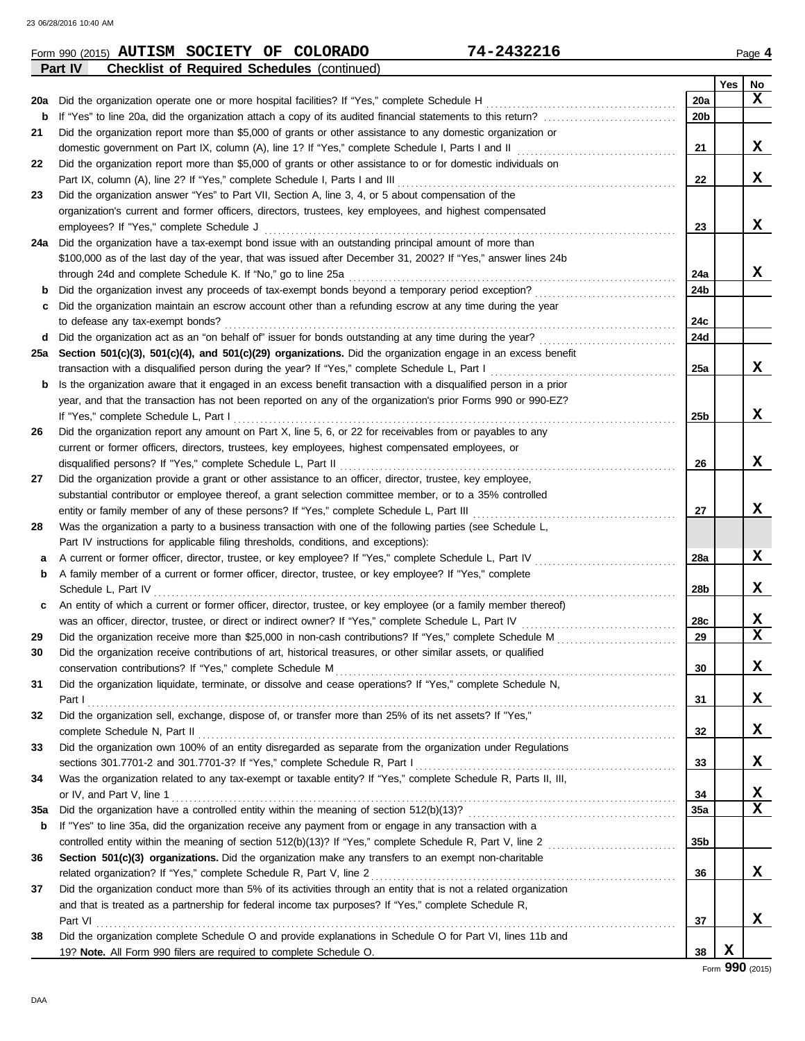Form 990 (2015) **AUTISM SOCIETY OF COLORADO** **74-2432216** Page **4**

**Part IV** **Checklist of Required Schedules** (continued)

| | | | Yes | No |
|---|---|---|---|---|
| **20a** | Did the organization operate one or more hospital facilities? If "Yes," complete Schedule H | **20a** | | **X** |
| **b** | If "Yes" to line 20a, did the organization attach a copy of its audited financial statements to this return? | **20b** | | |
| **21** | Did the organization report more than $5,000 of grants or other assistance to any domestic organization or domestic government on Part IX, column (A), line 1? If "Yes," complete Schedule I, Parts I and II | **21** | | **X** |
| **22** | Did the organization report more than $5,000 of grants or other assistance to or for domestic individuals on Part IX, column (A), line 2? If "Yes," complete Schedule I, Parts I and III | **22** | | **X** |
| **23** | Did the organization answer "Yes" to Part VII, Section A, line 3, 4, or 5 about compensation of the organization's current and former officers, directors, trustees, key employees, and highest compensated employees? If "Yes," complete Schedule J | **23** | | **X** |
| **24a** | Did the organization have a tax-exempt bond issue with an outstanding principal amount of more than $100,000 as of the last day of the year, that was issued after December 31, 2002? If "Yes," answer lines 24b through 24d and complete Schedule K. If "No," go to line 25a | **24a** | | **X** |
| **b** | Did the organization invest any proceeds of tax-exempt bonds beyond a temporary period exception? | **24b** | | |
| **c** | Did the organization maintain an escrow account other than a refunding escrow at any time during the year to defease any tax-exempt bonds? | **24c** | | |
| **d** | Did the organization act as an "on behalf of" issuer for bonds outstanding at any time during the year? | **24d** | | |
| **25a** | **Section 501(c)(3), 501(c)(4), and 501(c)(29) organizations.** Did the organization engage in an excess benefit transaction with a disqualified person during the year? If "Yes," complete Schedule L, Part I | **25a** | | **X** |
| **b** | Is the organization aware that it engaged in an excess benefit transaction with a disqualified person in a prior year, and that the transaction has not been reported on any of the organization's prior Forms 990 or 990-EZ? If "Yes," complete Schedule L, Part I | **25b** | | **X** |
| **26** | Did the organization report any amount on Part X, line 5, 6, or 22 for receivables from or payables to any current or former officers, directors, trustees, key employees, highest compensated employees, or disqualified persons? If "Yes," complete Schedule L, Part II | **26** | | **X** |
| **27** | Did the organization provide a grant or other assistance to an officer, director, trustee, key employee, substantial contributor or employee thereof, a grant selection committee member, or to a 35% controlled entity or family member of any of these persons? If "Yes," complete Schedule L, Part III | **27** | | **X** |
| **28** | Was the organization a party to a business transaction with one of the following parties (see Schedule L, Part IV instructions for applicable filing thresholds, conditions, and exceptions): | | | |
| **a** | A current or former officer, director, trustee, or key employee? If "Yes," complete Schedule L, Part IV | **28a** | | **X** |
| **b** | A family member of a current or former officer, director, trustee, or key employee? If "Yes," complete Schedule L, Part IV | **28b** | | **X** |
| **c** | An entity of which a current or former officer, director, trustee, or key employee (or a family member thereof) was an officer, director, trustee, or direct or indirect owner? If "Yes," complete Schedule L, Part IV | **28c** | | **X** |
| **29** | Did the organization receive more than $25,000 in non-cash contributions? If "Yes," complete Schedule M | **29** | | **X** |
| **30** | Did the organization receive contributions of art, historical treasures, or other similar assets, or qualified conservation contributions? If "Yes," complete Schedule M | **30** | | **X** |
| **31** | Did the organization liquidate, terminate, or dissolve and cease operations? If "Yes," complete Schedule N, Part I | **31** | | **X** |
| **32** | Did the organization sell, exchange, dispose of, or transfer more than 25% of its net assets? If "Yes," complete Schedule N, Part II | **32** | | **X** |
| **33** | Did the organization own 100% of an entity disregarded as separate from the organization under Regulations sections 301.7701-2 and 301.7701-3? If "Yes," complete Schedule R, Part I | **33** | | **X** |
| **34** | Was the organization related to any tax-exempt or taxable entity? If "Yes," complete Schedule R, Parts II, III, or IV, and Part V, line 1 | **34** | | **X** |
| **35a** | Did the organization have a controlled entity within the meaning of section 512(b)(13)? | **35a** | | **X** |
| **b** | If "Yes" to line 35a, did the organization receive any payment from or engage in any transaction with a controlled entity within the meaning of section 512(b)(13)? If "Yes," complete Schedule R, Part V, line 2 | **35b** | | |
| **36** | **Section 501(c)(3) organizations.** Did the organization make any transfers to an exempt non-charitable related organization? If "Yes," complete Schedule R, Part V, line 2 | **36** | | **X** |
| **37** | Did the organization conduct more than 5% of its activities through an entity that is not a related organization and that is treated as a partnership for federal income tax purposes? If "Yes," complete Schedule R, Part VI | **37** | | **X** |
| **38** | Did the organization complete Schedule O and provide explanations in Schedule O for Part VI, lines 11b and 19? **Note.** All Form 990 filers are required to complete Schedule O. | **38** | **X** | |

Form **990** (2015)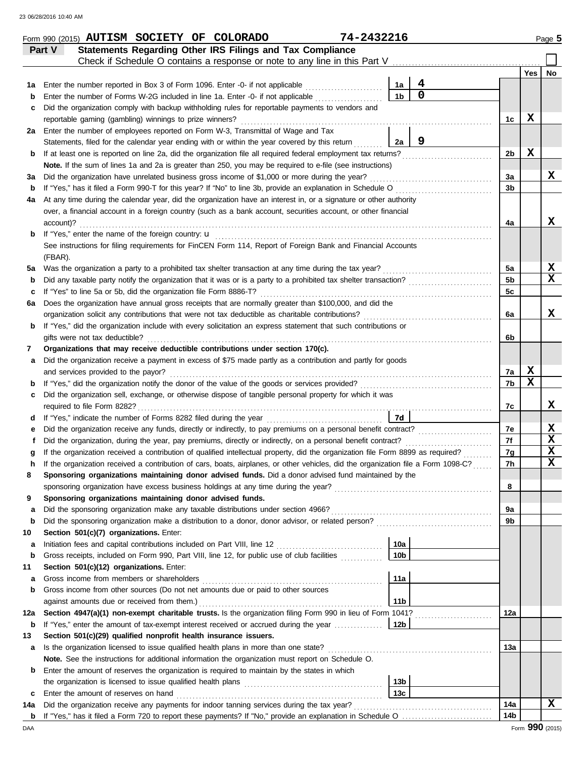Form 990 (2015) **AUTISM SOCIETY OF COLORADO** **74-2432216** Page 5

## Part V Statements Regarding Other IRS Filings and Tax Compliance

Check if Schedule O contains a response or note to any line in this Part V ☐

| | | | | | Yes | No |
|---|---|---|---|---|---|---|
| **1a** | Enter the number reported in Box 3 of Form 1096. Enter -0- if not applicable | 1a | 4 | | | |
| **b** | Enter the number of Forms W-2G included in line 1a. Enter -0- if not applicable | 1b | 0 | | | |
| **c** | Did the organization comply with backup withholding rules for reportable payments to vendors and reportable gaming (gambling) winnings to prize winners? | | | 1c | X | |
| **2a** | Enter the number of employees reported on Form W-3, Transmittal of Wage and Tax Statements, filed for the calendar year ending with or within the year covered by this return | 2a | 9 | | | |
| **b** | If at least one is reported on line 2a, did the organization file all required federal employment tax returns? | | | 2b | X | |
| | **Note.** If the sum of lines 1a and 2a is greater than 250, you may be required to e-file (see instructions) | | | | | |
| **3a** | Did the organization have unrelated business gross income of $1,000 or more during the year? | | | 3a | | X |
| **b** | If "Yes," has it filed a Form 990-T for this year? If "No" to line 3b, provide an explanation in Schedule O | | | 3b | | |
| **4a** | At any time during the calendar year, did the organization have an interest in, or a signature or other authority over, a financial account in a foreign country (such as a bank account, securities account, or other financial account)? | | | 4a | | X |
| **b** | If "Yes," enter the name of the foreign country: u<br>See instructions for filing requirements for FinCEN Form 114, Report of Foreign Bank and Financial Accounts (FBAR). | | | | | |
| **5a** | Was the organization a party to a prohibited tax shelter transaction at any time during the tax year? | | | 5a | | X |
| **b** | Did any taxable party notify the organization that it was or is a party to a prohibited tax shelter transaction? | | | 5b | | X |
| **c** | If "Yes" to line 5a or 5b, did the organization file Form 8886-T? | | | 5c | | |
| **6a** | Does the organization have annual gross receipts that are normally greater than $100,000, and did the organization solicit any contributions that were not tax deductible as charitable contributions? | | | 6a | | X |
| **b** | If "Yes," did the organization include with every solicitation an express statement that such contributions or gifts were not tax deductible? | | | 6b | | |
| **7** | **Organizations that may receive deductible contributions under section 170(c).** | | | | | |
| **a** | Did the organization receive a payment in excess of $75 made partly as a contribution and partly for goods and services provided to the payor? | | | 7a | X | |
| **b** | If "Yes," did the organization notify the donor of the value of the goods or services provided? | | | 7b | X | |
| **c** | Did the organization sell, exchange, or otherwise dispose of tangible personal property for which it was required to file Form 8282? | | | 7c | | X |
| **d** | If "Yes," indicate the number of Forms 8282 filed during the year | 7d | | | | |
| **e** | Did the organization receive any funds, directly or indirectly, to pay premiums on a personal benefit contract? | | | 7e | | X |
| **f** | Did the organization, during the year, pay premiums, directly or indirectly, on a personal benefit contract? | | | 7f | | X |
| **g** | If the organization received a contribution of qualified intellectual property, did the organization file Form 8899 as required? | | | 7g | | X |
| **h** | If the organization received a contribution of cars, boats, airplanes, or other vehicles, did the organization file a Form 1098-C? | | | 7h | | X |
| **8** | **Sponsoring organizations maintaining donor advised funds.** Did a donor advised fund maintained by the sponsoring organization have excess business holdings at any time during the year? | | | 8 | | |
| **9** | **Sponsoring organizations maintaining donor advised funds.** | | | | | |
| **a** | Did the sponsoring organization make any taxable distributions under section 4966? | | | 9a | | |
| **b** | Did the sponsoring organization make a distribution to a donor, donor advisor, or related person? | | | 9b | | |
| **10** | **Section 501(c)(7) organizations.** Enter: | | | | | |
| **a** | Initiation fees and capital contributions included on Part VIII, line 12 | 10a | | | | |
| **b** | Gross receipts, included on Form 990, Part VIII, line 12, for public use of club facilities | 10b | | | | |
| **11** | **Section 501(c)(12) organizations.** Enter: | | | | | |
| **a** | Gross income from members or shareholders | 11a | | | | |
| **b** | Gross income from other sources (Do not net amounts due or paid to other sources against amounts due or received from them.) | 11b | | | | |
| **12a** | **Section 4947(a)(1) non-exempt charitable trusts.** Is the organization filing Form 990 in lieu of Form 1041? | | | 12a | | |
| **b** | If "Yes," enter the amount of tax-exempt interest received or accrued during the year | 12b | | | | |
| **13** | **Section 501(c)(29) qualified nonprofit health insurance issuers.** | | | | | |
| **a** | Is the organization licensed to issue qualified health plans in more than one state?<br>**Note.** See the instructions for additional information the organization must report on Schedule O. | | | 13a | | |
| **b** | Enter the amount of reserves the organization is required to maintain by the states in which the organization is licensed to issue qualified health plans | 13b | | | | |
| **c** | Enter the amount of reserves on hand | 13c | | | | |
| **14a** | Did the organization receive any payments for indoor tanning services during the tax year? | | | 14a | | X |
| **b** | If "Yes," has it filed a Form 720 to report these payments? If "No," provide an explanation in Schedule O | | | 14b | | |

Form **990** (2015)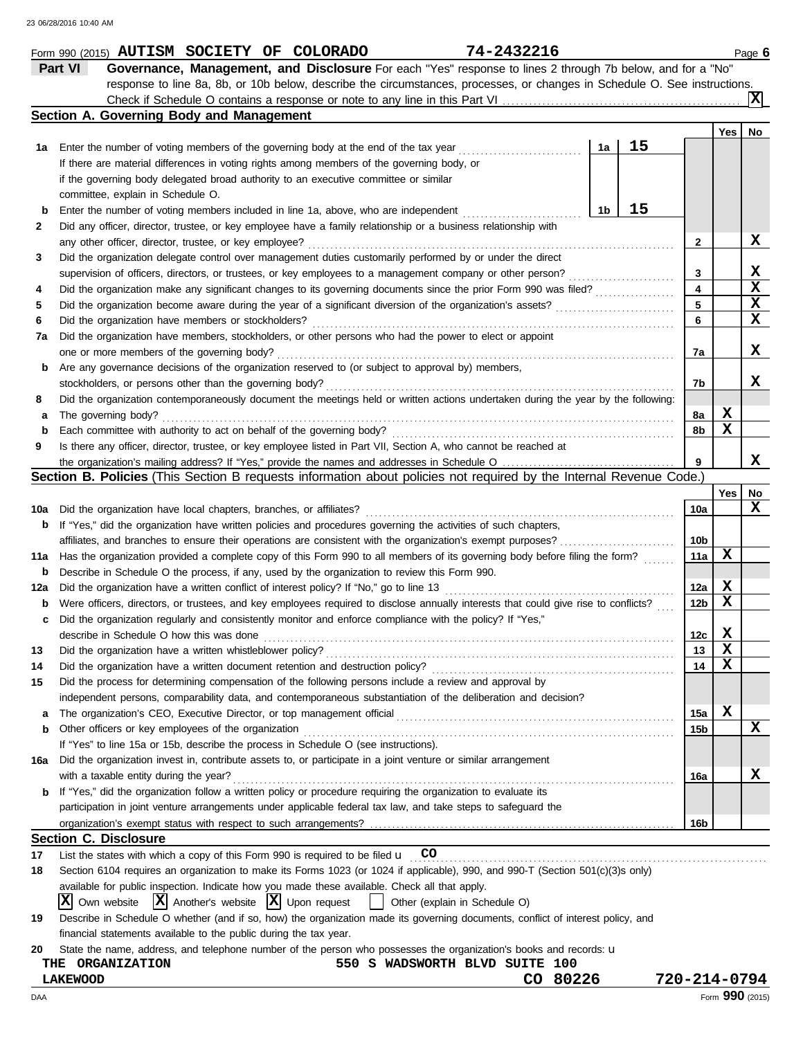Form 990 (2015) **AUTISM SOCIETY OF COLORADO** **74-2432216**

## Part VI Governance, Management, and Disclosure

For each "Yes" response to lines 2 through 7b below, and for a "No" response to line 8a, 8b, or 10b below, describe the circumstances, processes, or changes in Schedule O. See instructions.

Check if Schedule O contains a response or note to any line in this Part VI .......... [X]

### Section A. Governing Body and Management

| | | | | Line | Yes | No |
|---|---|---|---|---|---|---|
| **1a** | Enter the number of voting members of the governing body at the end of the tax year | 1a | 15 | | | |
| | If there are material differences in voting rights among members of the governing body, or if the governing body delegated broad authority to an executive committee or similar committee, explain in Schedule O. | | | | | |
| **b** | Enter the number of voting members included in line 1a, above, who are independent | 1b | 15 | | | |
| **2** | Did any officer, director, trustee, or key employee have a family relationship or a business relationship with any other officer, director, trustee, or key employee? | | | 2 | | X |
| **3** | Did the organization delegate control over management duties customarily performed by or under the direct supervision of officers, directors, or trustees, or key employees to a management company or other person? | | | 3 | | X |
| **4** | Did the organization make any significant changes to its governing documents since the prior Form 990 was filed? | | | 4 | | X |
| **5** | Did the organization become aware during the year of a significant diversion of the organization's assets? | | | 5 | | X |
| **6** | Did the organization have members or stockholders? | | | 6 | | X |
| **7a** | Did the organization have members, stockholders, or other persons who had the power to elect or appoint one or more members of the governing body? | | | 7a | | X |
| **b** | Are any governance decisions of the organization reserved to (or subject to approval by) members, stockholders, or persons other than the governing body? | | | 7b | | X |
| **8** | Did the organization contemporaneously document the meetings held or written actions undertaken during the year by the following: | | | | | |
| **a** | The governing body? | | | 8a | X | |
| **b** | Each committee with authority to act on behalf of the governing body? | | | 8b | X | |
| **9** | Is there any officer, director, trustee, or key employee listed in Part VII, Section A, who cannot be reached at the organization's mailing address? If "Yes," provide the names and addresses in Schedule O | | | 9 | | X |

### Section B. Policies (This Section B requests information about policies not required by the Internal Revenue Code.)

| | | Line | Yes | No |
|---|---|---|---|---|
| **10a** | Did the organization have local chapters, branches, or affiliates? | 10a | | X |
| **b** | If "Yes," did the organization have written policies and procedures governing the activities of such chapters, affiliates, and branches to ensure their operations are consistent with the organization's exempt purposes? | 10b | | |
| **11a** | Has the organization provided a complete copy of this Form 990 to all members of its governing body before filing the form? | 11a | X | |
| **b** | Describe in Schedule O the process, if any, used by the organization to review this Form 990. | | | |
| **12a** | Did the organization have a written conflict of interest policy? If "No," go to line 13 | 12a | X | |
| **b** | Were officers, directors, or trustees, and key employees required to disclose annually interests that could give rise to conflicts? | 12b | X | |
| **c** | Did the organization regularly and consistently monitor and enforce compliance with the policy? If "Yes," describe in Schedule O how this was done | 12c | X | |
| **13** | Did the organization have a written whistleblower policy? | 13 | X | |
| **14** | Did the organization have a written document retention and destruction policy? | 14 | X | |
| **15** | Did the process for determining compensation of the following persons include a review and approval by independent persons, comparability data, and contemporaneous substantiation of the deliberation and decision? | | | |
| **a** | The organization's CEO, Executive Director, or top management official | 15a | X | |
| **b** | Other officers or key employees of the organization | 15b | | X |
| | If "Yes" to line 15a or 15b, describe the process in Schedule O (see instructions). | | | |
| **16a** | Did the organization invest in, contribute assets to, or participate in a joint venture or similar arrangement with a taxable entity during the year? | 16a | | X |
| **b** | If "Yes," did the organization follow a written policy or procedure requiring the organization to evaluate its participation in joint venture arrangements under applicable federal tax law, and take steps to safeguard the organization's exempt status with respect to such arrangements? | 16b | | |

### Section C. Disclosure

**17** List the states with which a copy of this Form 990 is required to be filed: **CO**

**18** Section 6104 requires an organization to make its Forms 1023 (or 1024 if applicable), 990, and 990-T (Section 501(c)(3)s only) available for public inspection. Indicate how you made these available. Check all that apply.

[X] Own website [X] Another's website [X] Upon request [ ] Other (explain in Schedule O)

**19** Describe in Schedule O whether (and if so, how) the organization made its governing documents, conflict of interest policy, and financial statements available to the public during the tax year.

**20** State the name, address, and telephone number of the person who possesses the organization's books and records:

THE ORGANIZATION 550 S WADSWORTH BLVD SUITE 100
LAKEWOOD CO 80226 720-214-0794

Form **990** (2015)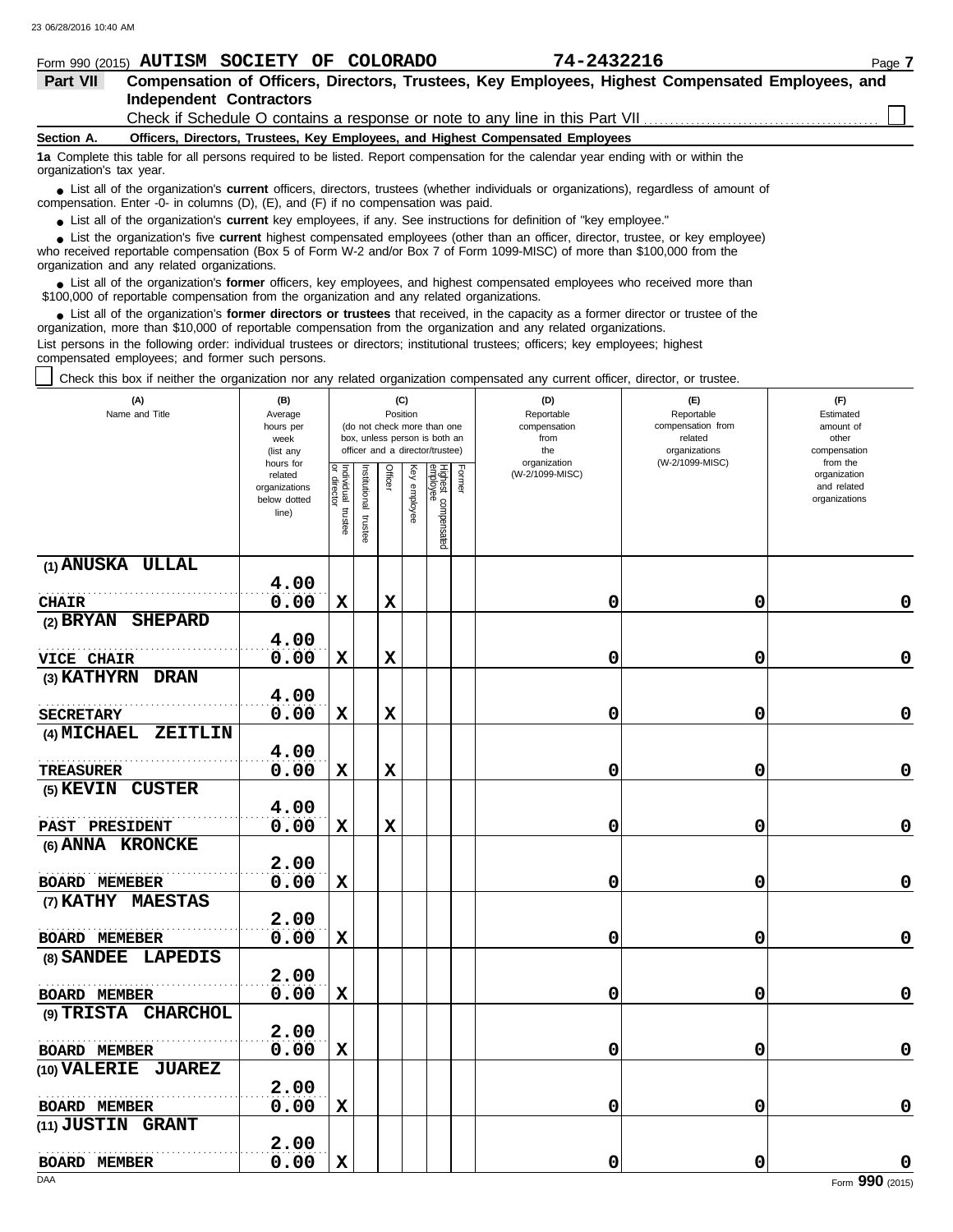Form 990 (2015) **AUTISM SOCIETY OF COLORADO** **74-2432216** Page **7**

## Part VII Compensation of Officers, Directors, Trustees, Key Employees, Highest Compensated Employees, and Independent Contractors

Check if Schedule O contains a response or note to any line in this Part VII ☐

**Section A. Officers, Directors, Trustees, Key Employees, and Highest Compensated Employees**

**1a** Complete this table for all persons required to be listed. Report compensation for the calendar year ending with or within the organization's tax year.

- List all of the organization's **current** officers, directors, trustees (whether individuals or organizations), regardless of amount of compensation. Enter -0- in columns (D), (E), and (F) if no compensation was paid.
- List all of the organization's **current** key employees, if any. See instructions for definition of "key employee."
- List the organization's five **current** highest compensated employees (other than an officer, director, trustee, or key employee) who received reportable compensation (Box 5 of Form W-2 and/or Box 7 of Form 1099-MISC) of more than $100,000 from the organization and any related organizations.
- List all of the organization's **former** officers, key employees, and highest compensated employees who received more than $100,000 of reportable compensation from the organization and any related organizations.
- List all of the organization's **former directors or trustees** that received, in the capacity as a former director or trustee of the organization, more than $10,000 of reportable compensation from the organization and any related organizations.

List persons in the following order: individual trustees or directors; institutional trustees; officers; key employees; highest compensated employees; and former such persons.

☐ Check this box if neither the organization nor any related organization compensated any current officer, director, or trustee.

| (A) Name and Title | (B) Average hours per week (list any hours for related organizations below dotted line) | (C) Position (do not check more than one box, unless person is both an officer and a director/trustee): Individual trustee or director | Institutional trustee | Officer | Key employee | Highest compensated employee | Former | (D) Reportable compensation from the organization (W-2/1099-MISC) | (E) Reportable compensation from related organizations (W-2/1099-MISC) | (F) Estimated amount of other compensation from the organization and related organizations |
|---|---|---|---|---|---|---|---|---|---|---|
| (1) ANUSKA ULLAL<br>CHAIR | 4.00<br>0.00 | X | | X | | | | 0 | 0 | 0 |
| (2) BRYAN SHEPARD<br>VICE CHAIR | 4.00<br>0.00 | X | | X | | | | 0 | 0 | 0 |
| (3) KATHYRN DRAN<br>SECRETARY | 4.00<br>0.00 | X | | X | | | | 0 | 0 | 0 |
| (4) MICHAEL ZEITLIN<br>TREASURER | 4.00<br>0.00 | X | | X | | | | 0 | 0 | 0 |
| (5) KEVIN CUSTER<br>PAST PRESIDENT | 4.00<br>0.00 | X | | X | | | | 0 | 0 | 0 |
| (6) ANNA KRONCKE<br>BOARD MEMEBER | 2.00<br>0.00 | X | | | | | | 0 | 0 | 0 |
| (7) KATHY MAESTAS<br>BOARD MEMEBER | 2.00<br>0.00 | X | | | | | | 0 | 0 | 0 |
| (8) SANDEE LAPEDIS<br>BOARD MEMBER | 2.00<br>0.00 | X | | | | | | 0 | 0 | 0 |
| (9) TRISTA CHARCHOL<br>BOARD MEMBER | 2.00<br>0.00 | X | | | | | | 0 | 0 | 0 |
| (10) VALERIE JUAREZ<br>BOARD MEMBER | 2.00<br>0.00 | X | | | | | | 0 | 0 | 0 |
| (11) JUSTIN GRANT<br>BOARD MEMBER | 2.00<br>0.00 | X | | | | | | 0 | 0 | 0 |

Form **990** (2015)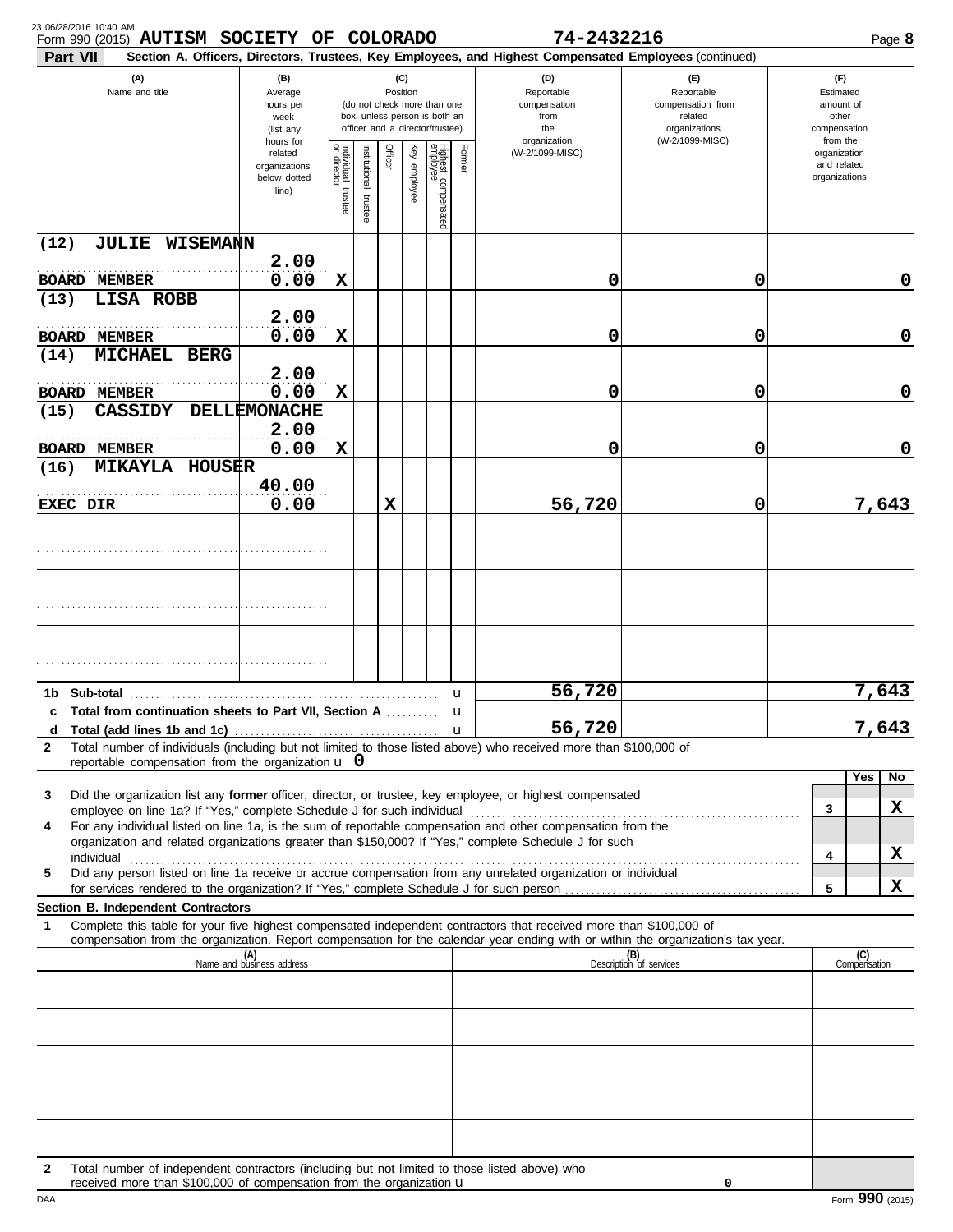Form 990 (2015) **AUTISM SOCIETY OF COLORADO** **74-2432216**

**Part VII** **Section A. Officers, Directors, Trustees, Key Employees, and Highest Compensated Employees** (continued)

| (A) Name and title | (B) Average hours per week (list any hours for related organizations below dotted line) | (C) Position: Individual trustee or director | Institutional trustee | Officer | Key employee | Highest compensated employee | Former | (D) Reportable compensation from the organization (W-2/1099-MISC) | (E) Reportable compensation from related organizations (W-2/1099-MISC) | (F) Estimated amount of other compensation from the organization and related organizations |
|---|---|---|---|---|---|---|---|---|---|---|
| (12) JULIE WISEMANN<br>BOARD MEMBER | 2.00<br>0.00 | X | | | | | | 0 | 0 | 0 |
| (13) LISA ROBB<br>BOARD MEMBER | 2.00<br>0.00 | X | | | | | | 0 | 0 | 0 |
| (14) MICHAEL BERG<br>BOARD MEMBER | 2.00<br>0.00 | X | | | | | | 0 | 0 | 0 |
| (15) CASSIDY DELLEMONACHE<br>BOARD MEMBER | 2.00<br>0.00 | X | | | | | | 0 | 0 | 0 |
| (16) MIKAYLA HOUSER<br>EXEC DIR | 40.00<br>0.00 | | | X | | | | 56,720 | 0 | 7,643 |

| | | (D) | (E) | (F) |
|---|---|---|---|---|
| 1b | Sub-total | 56,720 | | 7,643 |
| c | Total from continuation sheets to Part VII, Section A | | | |
| d | Total (add lines 1b and 1c) | 56,720 | | 7,643 |

2 Total number of individuals (including but not limited to those listed above) who received more than $100,000 of reportable compensation from the organization 0

| | | | Yes | No |
|---|---|---|---|---|
| 3 | Did the organization list any **former** officer, director, or trustee, key employee, or highest compensated employee on line 1a? If "Yes," complete Schedule J for such individual | 3 | | X |
| 4 | For any individual listed on line 1a, is the sum of reportable compensation and other compensation from the organization and related organizations greater than $150,000? If "Yes," complete Schedule J for such individual | 4 | | X |
| 5 | Did any person listed on line 1a receive or accrue compensation from any unrelated organization or individual for services rendered to the organization? If "Yes," complete Schedule J for such person | 5 | | X |

**Section B. Independent Contractors**

1 Complete this table for your five highest compensated independent contractors that received more than $100,000 of compensation from the organization. Report compensation for the calendar year ending with or within the organization's tax year.

| (A) Name and business address | (B) Description of services | (C) Compensation |
|---|---|---|
| | | |
| | | |
| | | |
| | | |
| | | |

2 Total number of independent contractors (including but not limited to those listed above) who received more than $100,000 of compensation from the organization 0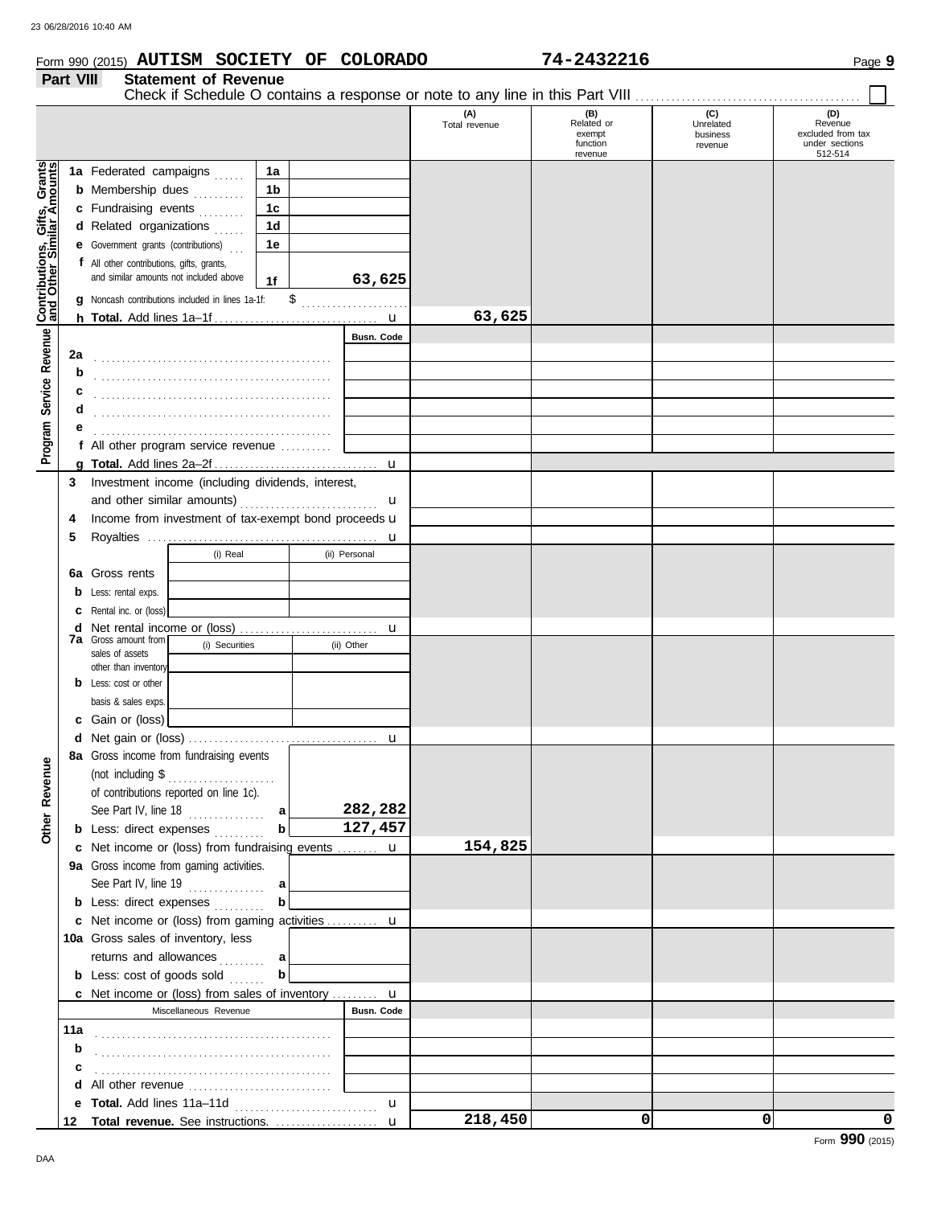Form 990 (2015) **AUTISM SOCIETY OF COLORADO** **74-2432216** Page **9**

## Part VIII Statement of Revenue

Check if Schedule O contains a response or note to any line in this Part VIII . . . . . . . . . . . . . . . . . . . . . . . . . . . . . . . . . . . . . . . . . . . ☐

| | | | (A) Total revenue | (B) Related or exempt function revenue | (C) Unrelated business revenue | (D) Revenue excluded from tax under sections 512-514 |
|---|---|---|---|---|---|---|
| **Contributions, Gifts, Grants and Other Similar Amounts** | 1a Federated campaigns | 1a | | | | |
| | b Membership dues | 1b | | | | |
| | c Fundraising events | 1c | | | | |
| | d Related organizations | 1d | | | | |
| | e Government grants (contributions) | 1e | | | | |
| | f All other contributions, gifts, grants, and similar amounts not included above | 1f **63,625** | | | | |
| | g Noncash contributions included in lines 1a-1f: $ | | | | | |
| | h **Total.** Add lines 1a–1f | u | **63,625** | | | |
| **Program Service Revenue** | | Busn. Code | | | | |
| | 2a | | | | | |
| | b | | | | | |
| | c | | | | | |
| | d | | | | | |
| | e | | | | | |
| | f All other program service revenue | | | | | |
| | g **Total.** Add lines 2a–2f | u | | | | |
| | 3 Investment income (including dividends, interest, and other similar amounts) | u | | | | |
| | 4 Income from investment of tax-exempt bond proceeds | u | | | | |
| | 5 Royalties | u | | | | |
| | | (i) Real / (ii) Personal | | | | |
| | 6a Gross rents | | | | | |
| | b Less: rental exps. | | | | | |
| | c Rental inc. or (loss) | | | | | |
| | d Net rental income or (loss) | u | | | | |
| | 7a Gross amount from sales of assets other than inventory | (i) Securities / (ii) Other | | | | |
| | b Less: cost or other basis & sales exps. | | | | | |
| | c Gain or (loss) | | | | | |
| | d Net gain or (loss) | u | | | | |
| **Other Revenue** | 8a Gross income from fundraising events (not including $ of contributions reported on line 1c). See Part IV, line 18 | a **282,282** | | | | |
| | b Less: direct expenses | b **127,457** | | | | |
| | c Net income or (loss) from fundraising events | u | **154,825** | | | |
| | 9a Gross income from gaming activities. See Part IV, line 19 | a | | | | |
| | b Less: direct expenses | b | | | | |
| | c Net income or (loss) from gaming activities | u | | | | |
| | 10a Gross sales of inventory, less returns and allowances | a | | | | |
| | b Less: cost of goods sold | b | | | | |
| | c Net income or (loss) from sales of inventory | u | | | | |
| | Miscellaneous Revenue | Busn. Code | | | | |
| | 11a | | | | | |
| | b | | | | | |
| | c | | | | | |
| | d All other revenue | | | | | |
| | e **Total.** Add lines 11a–11d | u | | | | |
| | 12 **Total revenue.** See instructions. | u | **218,450** | **0** | **0** | **0** |

Form **990** (2015)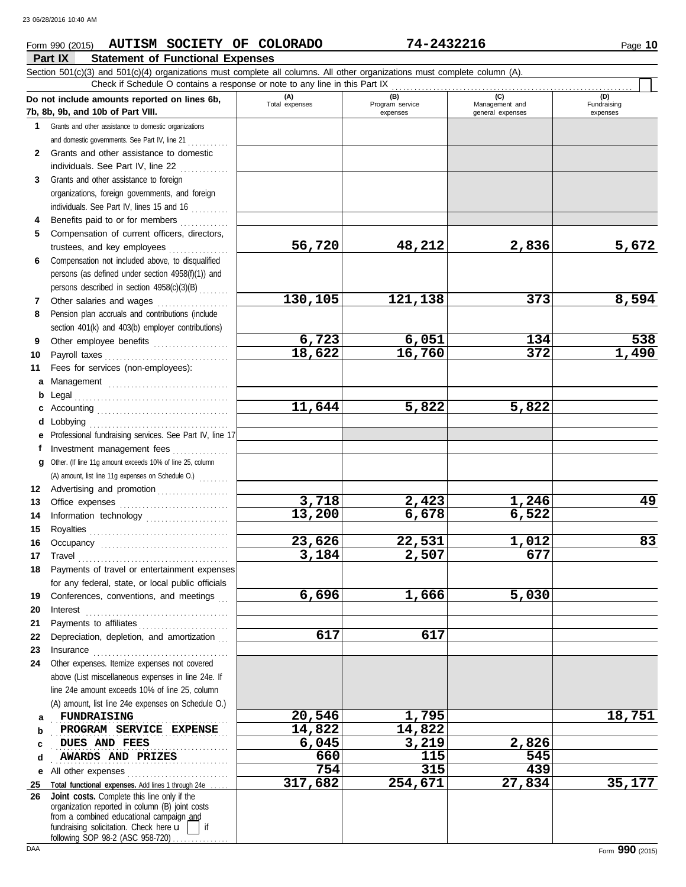Form 990 (2015) **AUTISM SOCIETY OF COLORADO** **74-2432216** Page **10**

## Part IX Statement of Functional Expenses

Section 501(c)(3) and 501(c)(4) organizations must complete all columns. All other organizations must complete column (A).

Check if Schedule O contains a response or note to any line in this Part IX ☐

| Do not include amounts reported on lines 6b, 7b, 8b, 9b, and 10b of Part VIII. | (A) Total expenses | (B) Program service expenses | (C) Management and general expenses | (D) Fundraising expenses |
|---|---|---|---|---|
| 1 Grants and other assistance to domestic organizations and domestic governments. See Part IV, line 21 | | | | |
| 2 Grants and other assistance to domestic individuals. See Part IV, line 22 | | | | |
| 3 Grants and other assistance to foreign organizations, foreign governments, and foreign individuals. See Part IV, lines 15 and 16 | | | | |
| 4 Benefits paid to or for members | | | | |
| 5 Compensation of current officers, directors, trustees, and key employees | 56,720 | 48,212 | 2,836 | 5,672 |
| 6 Compensation not included above, to disqualified persons (as defined under section 4958(f)(1)) and persons described in section 4958(c)(3)(B) | | | | |
| 7 Other salaries and wages | 130,105 | 121,138 | 373 | 8,594 |
| 8 Pension plan accruals and contributions (include section 401(k) and 403(b) employer contributions) | | | | |
| 9 Other employee benefits | 6,723 | 6,051 | 134 | 538 |
| 10 Payroll taxes | 18,622 | 16,760 | 372 | 1,490 |
| 11 Fees for services (non-employees): | | | | |
| a Management | | | | |
| b Legal | | | | |
| c Accounting | 11,644 | 5,822 | 5,822 | |
| d Lobbying | | | | |
| e Professional fundraising services. See Part IV, line 17 | | | | |
| f Investment management fees | | | | |
| g Other. (If line 11g amount exceeds 10% of line 25, column (A) amount, list line 11g expenses on Schedule O.) | | | | |
| 12 Advertising and promotion | | | | |
| 13 Office expenses | 3,718 | 2,423 | 1,246 | 49 |
| 14 Information technology | 13,200 | 6,678 | 6,522 | |
| 15 Royalties | | | | |
| 16 Occupancy | 23,626 | 22,531 | 1,012 | 83 |
| 17 Travel | 3,184 | 2,507 | 677 | |
| 18 Payments of travel or entertainment expenses for any federal, state, or local public officials | | | | |
| 19 Conferences, conventions, and meetings | 6,696 | 1,666 | 5,030 | |
| 20 Interest | | | | |
| 21 Payments to affiliates | | | | |
| 22 Depreciation, depletion, and amortization | 617 | 617 | | |
| 23 Insurance | | | | |
| 24 Other expenses. Itemize expenses not covered above (List miscellaneous expenses in line 24e. If line 24e amount exceeds 10% of line 25, column (A) amount, list line 24e expenses on Schedule O.) | | | | |
| a FUNDRAISING | 20,546 | 1,795 | | 18,751 |
| b PROGRAM SERVICE EXPENSE | 14,822 | 14,822 | | |
| c DUES AND FEES | 6,045 | 3,219 | 2,826 | |
| d AWARDS AND PRIZES | 660 | 115 | 545 | |
| e All other expenses | 754 | 315 | 439 | |
| 25 Total functional expenses. Add lines 1 through 24e | 317,682 | 254,671 | 27,834 | 35,177 |
| 26 Joint costs. Complete this line only if the organization reported in column (B) joint costs from a combined educational campaign and fundraising solicitation. Check here ☐ if following SOP 98-2 (ASC 958-720) | | | | |

Form **990** (2015)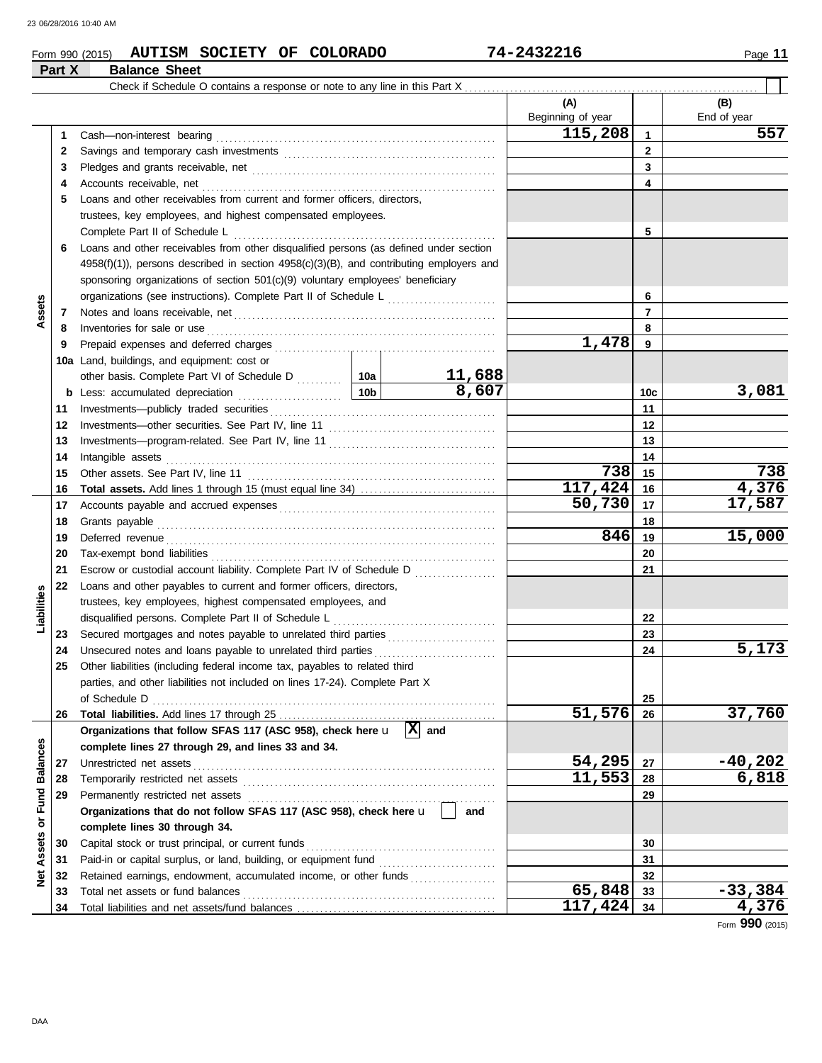Form 990 (2015) **AUTISM SOCIETY OF COLORADO** **74-2432216** Page **11**

## Part X Balance Sheet

Check if Schedule O contains a response or note to any line in this Part X

| | | | | (A) Beginning of year | | (B) End of year |
|---|---|---|---|---|---|---|
| **Assets** | 1 | Cash—non-interest bearing | | 115,208 | 1 | 557 |
| | 2 | Savings and temporary cash investments | | | 2 | |
| | 3 | Pledges and grants receivable, net | | | 3 | |
| | 4 | Accounts receivable, net | | | 4 | |
| | 5 | Loans and other receivables from current and former officers, directors, trustees, key employees, and highest compensated employees. Complete Part II of Schedule L | | | 5 | |
| | 6 | Loans and other receivables from other disqualified persons (as defined under section 4958(f)(1)), persons described in section 4958(c)(3)(B), and contributing employers and sponsoring organizations of section 501(c)(9) voluntary employees' beneficiary organizations (see instructions). Complete Part II of Schedule L | | | 6 | |
| | 7 | Notes and loans receivable, net | | | 7 | |
| | 8 | Inventories for sale or use | | | 8 | |
| | 9 | Prepaid expenses and deferred charges | | 1,478 | 9 | |
| | 10a | Land, buildings, and equipment: cost or other basis. Complete Part VI of Schedule D | 10a 11,688 | | | |
| | b | Less: accumulated depreciation | 10b 8,607 | | 10c | 3,081 |
| | 11 | Investments—publicly traded securities | | | 11 | |
| | 12 | Investments—other securities. See Part IV, line 11 | | | 12 | |
| | 13 | Investments—program-related. See Part IV, line 11 | | | 13 | |
| | 14 | Intangible assets | | | 14 | |
| | 15 | Other assets. See Part IV, line 11 | | 738 | 15 | 738 |
| | 16 | **Total assets.** Add lines 1 through 15 (must equal line 34) | | 117,424 | 16 | 4,376 |
| **Liabilities** | 17 | Accounts payable and accrued expenses | | 50,730 | 17 | 17,587 |
| | 18 | Grants payable | | | 18 | |
| | 19 | Deferred revenue | | 846 | 19 | 15,000 |
| | 20 | Tax-exempt bond liabilities | | | 20 | |
| | 21 | Escrow or custodial account liability. Complete Part IV of Schedule D | | | 21 | |
| | 22 | Loans and other payables to current and former officers, directors, trustees, key employees, highest compensated employees, and disqualified persons. Complete Part II of Schedule L | | | 22 | |
| | 23 | Secured mortgages and notes payable to unrelated third parties | | | 23 | |
| | 24 | Unsecured notes and loans payable to unrelated third parties | | | 24 | 5,173 |
| | 25 | Other liabilities (including federal income tax, payables to related third parties, and other liabilities not included on lines 17-24). Complete Part X of Schedule D | | | 25 | |
| | 26 | **Total liabilities.** Add lines 17 through 25 | | 51,576 | 26 | 37,760 |
| **Net Assets or Fund Balances** | | **Organizations that follow SFAS 117 (ASC 958), check here** [X] **and complete lines 27 through 29, and lines 33 and 34.** | | | | |
| | 27 | Unrestricted net assets | | 54,295 | 27 | -40,202 |
| | 28 | Temporarily restricted net assets | | 11,553 | 28 | 6,818 |
| | 29 | Permanently restricted net assets | | | 29 | |
| | | **Organizations that do not follow SFAS 117 (ASC 958), check here** [ ] **and complete lines 30 through 34.** | | | | |
| | 30 | Capital stock or trust principal, or current funds | | | 30 | |
| | 31 | Paid-in or capital surplus, or land, building, or equipment fund | | | 31 | |
| | 32 | Retained earnings, endowment, accumulated income, or other funds | | | 32 | |
| | 33 | Total net assets or fund balances | | 65,848 | 33 | -33,384 |
| | 34 | Total liabilities and net assets/fund balances | | 117,424 | 34 | 4,376 |

Form **990** (2015)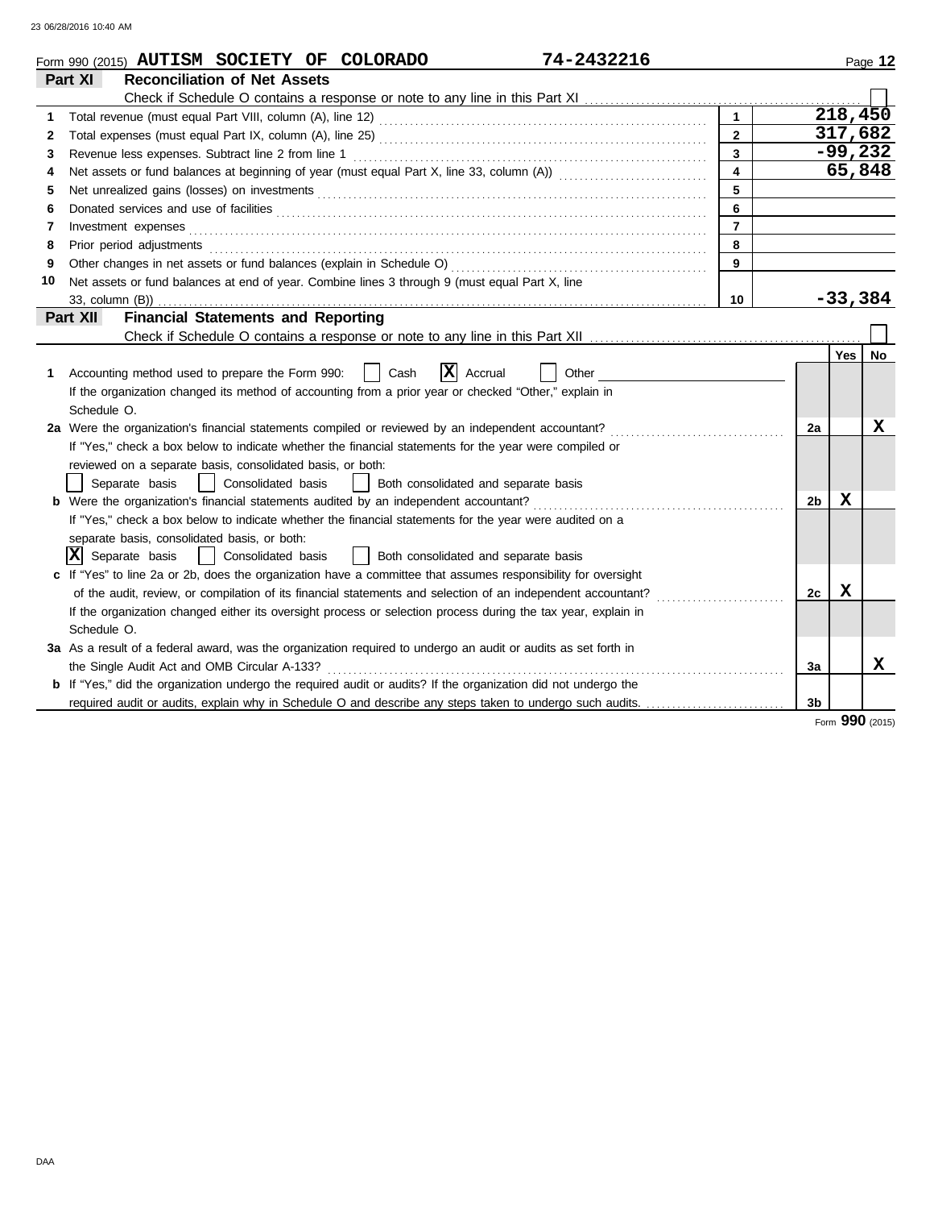Form 990 (2015) **AUTISM SOCIETY OF COLORADO** **74-2432216** Page **12**

## Part XI Reconciliation of Net Assets

Check if Schedule O contains a response or note to any line in this Part XI . . . . . . . . . . . . . . . . . . . . ☐

| | | | |
|---|---|---|---|
| 1 | Total revenue (must equal Part VIII, column (A), line 12) | 1 | 218,450 |
| 2 | Total expenses (must equal Part IX, column (A), line 25) | 2 | 317,682 |
| 3 | Revenue less expenses. Subtract line 2 from line 1 | 3 | -99,232 |
| 4 | Net assets or fund balances at beginning of year (must equal Part X, line 33, column (A)) | 4 | 65,848 |
| 5 | Net unrealized gains (losses) on investments | 5 | |
| 6 | Donated services and use of facilities | 6 | |
| 7 | Investment expenses | 7 | |
| 8 | Prior period adjustments | 8 | |
| 9 | Other changes in net assets or fund balances (explain in Schedule O) | 9 | |
| 10 | Net assets or fund balances at end of year. Combine lines 3 through 9 (must equal Part X, line 33, column (B)) | 10 | -33,384 |

## Part XII Financial Statements and Reporting

Check if Schedule O contains a response or note to any line in this Part XII . . . . . . . . . . . . . . . . . . . . ☐

| | | | Yes | No |
|---|---|---|---|---|
| 1 | Accounting method used to prepare the Form 990: ☐ Cash ☒ Accrual ☐ Other<br>If the organization changed its method of accounting from a prior year or checked "Other," explain in Schedule O. | | | |
| 2a | Were the organization's financial statements compiled or reviewed by an independent accountant?<br>If "Yes," check a box below to indicate whether the financial statements for the year were compiled or reviewed on a separate basis, consolidated basis, or both:<br>☐ Separate basis ☐ Consolidated basis ☐ Both consolidated and separate basis | 2a | | X |
| b | Were the organization's financial statements audited by an independent accountant?<br>If "Yes," check a box below to indicate whether the financial statements for the year were audited on a separate basis, consolidated basis, or both:<br>☒ Separate basis ☐ Consolidated basis ☐ Both consolidated and separate basis | 2b | X | |
| c | If "Yes" to line 2a or 2b, does the organization have a committee that assumes responsibility for oversight of the audit, review, or compilation of its financial statements and selection of an independent accountant?<br>If the organization changed either its oversight process or selection process during the tax year, explain in Schedule O. | 2c | X | |
| 3a | As a result of a federal award, was the organization required to undergo an audit or audits as set forth in the Single Audit Act and OMB Circular A-133? | 3a | | X |
| b | If "Yes," did the organization undergo the required audit or audits? If the organization did not undergo the required audit or audits, explain why in Schedule O and describe any steps taken to undergo such audits. | 3b | | |

Form **990** (2015)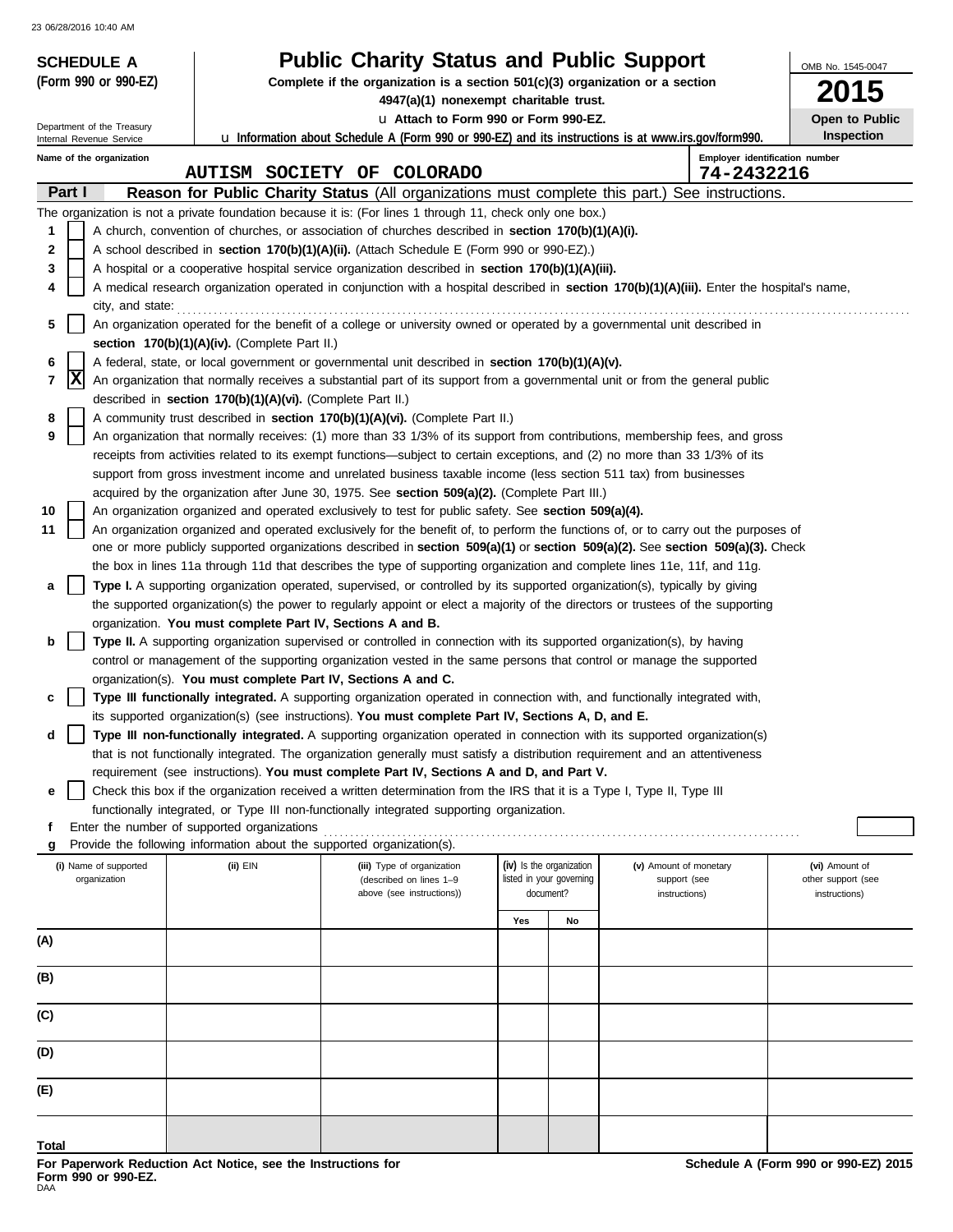**SCHEDULE A**
**(Form 990 or 990-EZ)**

Department of the Treasury
Internal Revenue Service

# Public Charity Status and Public Support

**Complete if the organization is a section 501(c)(3) organization or a section 4947(a)(1) nonexempt charitable trust.**

u **Attach to Form 990 or Form 990-EZ.**

u **Information about Schedule A (Form 990 or 990-EZ) and its instructions is at www.irs.gov/form990.**

OMB No. 1545-0047

**2015**

**Open to Public Inspection**

**Name of the organization:** AUTISM SOCIETY OF COLORADO

**Employer identification number:** 74-2432216

## Part I — Reason for Public Charity Status (All organizations must complete this part.) See instructions.

The organization is not a private foundation because it is: (For lines 1 through 11, check only one box.)

1 [ ] A church, convention of churches, or association of churches described in **section 170(b)(1)(A)(i).**

2 [ ] A school described in **section 170(b)(1)(A)(ii).** (Attach Schedule E (Form 990 or 990-EZ).)

3 [ ] A hospital or a cooperative hospital service organization described in **section 170(b)(1)(A)(iii).**

4 [ ] A medical research organization operated in conjunction with a hospital described in **section 170(b)(1)(A)(iii).** Enter the hospital's name, city, and state:

5 [ ] An organization operated for the benefit of a college or university owned or operated by a governmental unit described in **section 170(b)(1)(A)(iv).** (Complete Part II.)

6 [ ] A federal, state, or local government or governmental unit described in **section 170(b)(1)(A)(v).**

7 [X] An organization that normally receives a substantial part of its support from a governmental unit or from the general public described in **section 170(b)(1)(A)(vi).** (Complete Part II.)

8 [ ] A community trust described in **section 170(b)(1)(A)(vi).** (Complete Part II.)

9 [ ] An organization that normally receives: (1) more than 33 1/3% of its support from contributions, membership fees, and gross receipts from activities related to its exempt functions—subject to certain exceptions, and (2) no more than 33 1/3% of its support from gross investment income and unrelated business taxable income (less section 511 tax) from businesses acquired by the organization after June 30, 1975. See **section 509(a)(2).** (Complete Part III.)

10 [ ] An organization organized and operated exclusively to test for public safety. See **section 509(a)(4).**

11 [ ] An organization organized and operated exclusively for the benefit of, to perform the functions of, or to carry out the purposes of one or more publicly supported organizations described in **section 509(a)(1)** or **section 509(a)(2).** See **section 509(a)(3).** Check the box in lines 11a through 11d that describes the type of supporting organization and complete lines 11e, 11f, and 11g.

a [ ] **Type I.** A supporting organization operated, supervised, or controlled by its supported organization(s), typically by giving the supported organization(s) the power to regularly appoint or elect a majority of the directors or trustees of the supporting organization. **You must complete Part IV, Sections A and B.**

b [ ] **Type II.** A supporting organization supervised or controlled in connection with its supported organization(s), by having control or management of the supporting organization vested in the same persons that control or manage the supported organization(s). **You must complete Part IV, Sections A and C.**

c [ ] **Type III functionally integrated.** A supporting organization operated in connection with, and functionally integrated with, its supported organization(s) (see instructions). **You must complete Part IV, Sections A, D, and E.**

d [ ] **Type III non-functionally integrated.** A supporting organization operated in connection with its supported organization(s) that is not functionally integrated. The organization generally must satisfy a distribution requirement and an attentiveness requirement (see instructions). **You must complete Part IV, Sections A and D, and Part V.**

e [ ] Check this box if the organization received a written determination from the IRS that it is a Type I, Type II, Type III functionally integrated, or Type III non-functionally integrated supporting organization.

f Enter the number of supported organizations

g Provide the following information about the supported organization(s).

| (i) Name of supported organization | (ii) EIN | (iii) Type of organization (described on lines 1–9 above (see instructions)) | (iv) Is the organization listed in your governing document? | | (v) Amount of monetary support (see instructions) | (vi) Amount of other support (see instructions) |
|---|---|---|---|---|---|---|
| | | | Yes | No | | |
| (A) | | | | | | |
| (B) | | | | | | |
| (C) | | | | | | |
| (D) | | | | | | |
| (E) | | | | | | |
| Total | | | | | | |

**For Paperwork Reduction Act Notice, see the Instructions for Form 990 or 990-EZ.**

DAA

**Schedule A (Form 990 or 990-EZ) 2015**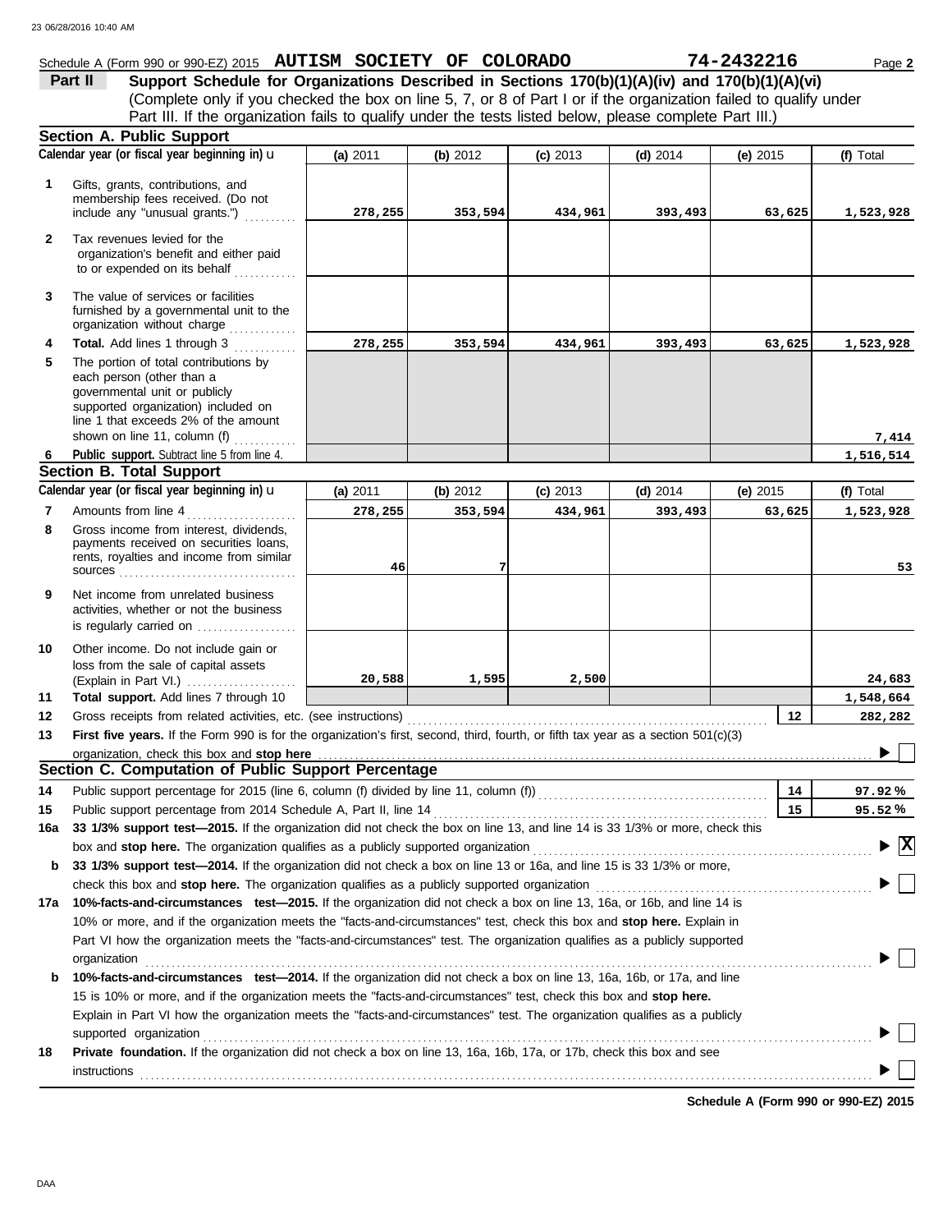Schedule A (Form 990 or 990-EZ) 2015 **AUTISM SOCIETY OF COLORADO** **74-2432216** Page **2**

## Part II Support Schedule for Organizations Described in Sections 170(b)(1)(A)(iv) and 170(b)(1)(A)(vi)

(Complete only if you checked the box on line 5, 7, or 8 of Part I or if the organization failed to qualify under Part III. If the organization fails to qualify under the tests listed below, please complete Part III.)

### Section A. Public Support

| | Calendar year (or fiscal year beginning in) | (a) 2011 | (b) 2012 | (c) 2013 | (d) 2014 | (e) 2015 | (f) Total |
|---|---|---|---|---|---|---|---|
| 1 | Gifts, grants, contributions, and membership fees received. (Do not include any "unusual grants.") | 278,255 | 353,594 | 434,961 | 393,493 | 63,625 | 1,523,928 |
| 2 | Tax revenues levied for the organization's benefit and either paid to or expended on its behalf | | | | | | |
| 3 | The value of services or facilities furnished by a governmental unit to the organization without charge | | | | | | |
| 4 | **Total.** Add lines 1 through 3 | 278,255 | 353,594 | 434,961 | 393,493 | 63,625 | 1,523,928 |
| 5 | The portion of total contributions by each person (other than a governmental unit or publicly supported organization) included on line 1 that exceeds 2% of the amount shown on line 11, column (f) | | | | | | 7,414 |
| 6 | **Public support.** Subtract line 5 from line 4. | | | | | | 1,516,514 |

### Section B. Total Support

| | Calendar year (or fiscal year beginning in) | (a) 2011 | (b) 2012 | (c) 2013 | (d) 2014 | (e) 2015 | (f) Total |
|---|---|---|---|---|---|---|---|
| 7 | Amounts from line 4 | 278,255 | 353,594 | 434,961 | 393,493 | 63,625 | 1,523,928 |
| 8 | Gross income from interest, dividends, payments received on securities loans, rents, royalties and income from similar sources | 46 | 7 | | | | 53 |
| 9 | Net income from unrelated business activities, whether or not the business is regularly carried on | | | | | | |
| 10 | Other income. Do not include gain or loss from the sale of capital assets (Explain in Part VI.) | 20,588 | 1,595 | 2,500 | | | 24,683 |
| 11 | **Total support.** Add lines 7 through 10 | | | | | | 1,548,664 |
| 12 | Gross receipts from related activities, etc. (see instructions) | | | | | 12 | 282,282 |

13 **First five years.** If the Form 990 is for the organization's first, second, third, fourth, or fifth tax year as a section 501(c)(3) organization, check this box and **stop here** ☐

### Section C. Computation of Public Support Percentage

| | | | |
|---|---|---|---|
| 14 | Public support percentage for 2015 (line 6, column (f) divided by line 11, column (f)) | 14 | 97.92 % |
| 15 | Public support percentage from 2014 Schedule A, Part II, line 14 | 15 | 95.52 % |

**16a** **33 1/3% support test—2015.** If the organization did not check the box on line 13, and line 14 is 33 1/3% or more, check this box and **stop here.** The organization qualifies as a publicly supported organization ☒

**b** **33 1/3% support test—2014.** If the organization did not check a box on line 13 or 16a, and line 15 is 33 1/3% or more, check this box and **stop here.** The organization qualifies as a publicly supported organization ☐

**17a** **10%-facts-and-circumstances test—2015.** If the organization did not check a box on line 13, 16a, or 16b, and line 14 is 10% or more, and if the organization meets the "facts-and-circumstances" test, check this box and **stop here.** Explain in Part VI how the organization meets the "facts-and-circumstances" test. The organization qualifies as a publicly supported organization ☐

**b** **10%-facts-and-circumstances test—2014.** If the organization did not check a box on line 13, 16a, 16b, or 17a, and line 15 is 10% or more, and if the organization meets the "facts-and-circumstances" test, check this box and **stop here.** Explain in Part VI how the organization meets the "facts-and-circumstances" test. The organization qualifies as a publicly supported organization ☐

**18** **Private foundation.** If the organization did not check a box on line 13, 16a, 16b, 17a, or 17b, check this box and see instructions ☐

**Schedule A (Form 990 or 990-EZ) 2015**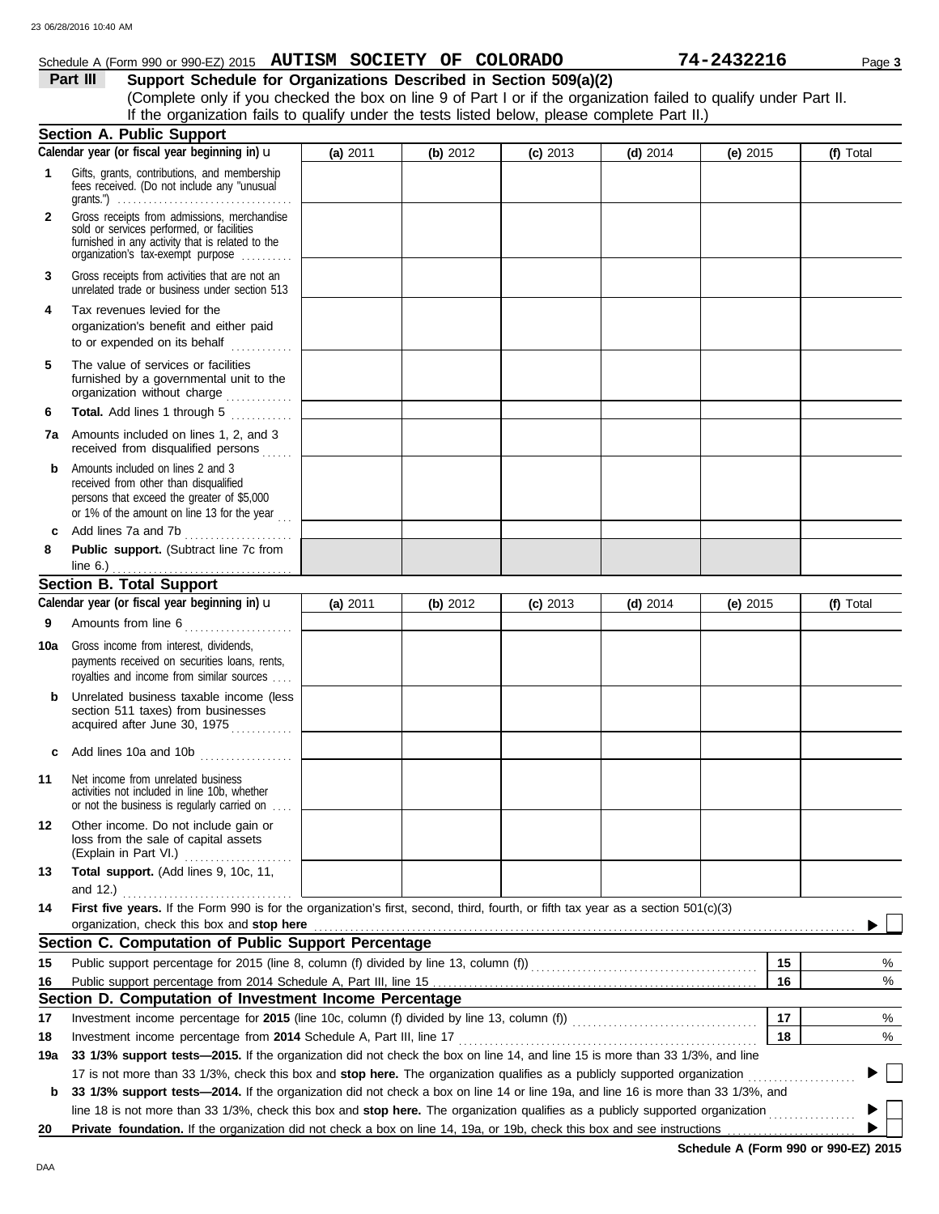Schedule A (Form 990 or 990-EZ) 2015 **AUTISM SOCIETY OF COLORADO** **74-2432216** Page **3**

## Part III Support Schedule for Organizations Described in Section 509(a)(2)

(Complete only if you checked the box on line 9 of Part I or if the organization failed to qualify under Part II. If the organization fails to qualify under the tests listed below, please complete Part II.)

### Section A. Public Support

| Calendar year (or fiscal year beginning in) u | (a) 2011 | (b) 2012 | (c) 2013 | (d) 2014 | (e) 2015 | (f) Total |
|---|---|---|---|---|---|---|
| **1** Gifts, grants, contributions, and membership fees received. (Do not include any "unusual grants.") | | | | | | |
| **2** Gross receipts from admissions, merchandise sold or services performed, or facilities furnished in any activity that is related to the organization's tax-exempt purpose | | | | | | |
| **3** Gross receipts from activities that are not an unrelated trade or business under section 513 | | | | | | |
| **4** Tax revenues levied for the organization's benefit and either paid to or expended on its behalf | | | | | | |
| **5** The value of services or facilities furnished by a governmental unit to the organization without charge | | | | | | |
| **6** **Total.** Add lines 1 through 5 | | | | | | |
| **7a** Amounts included on lines 1, 2, and 3 received from disqualified persons | | | | | | |
| **b** Amounts included on lines 2 and 3 received from other than disqualified persons that exceed the greater of $5,000 or 1% of the amount on line 13 for the year | | | | | | |
| **c** Add lines 7a and 7b | | | | | | |
| **8** **Public support.** (Subtract line 7c from line 6.) | | | | | | |

### Section B. Total Support

| Calendar year (or fiscal year beginning in) u | (a) 2011 | (b) 2012 | (c) 2013 | (d) 2014 | (e) 2015 | (f) Total |
|---|---|---|---|---|---|---|
| **9** Amounts from line 6 | | | | | | |
| **10a** Gross income from interest, dividends, payments received on securities loans, rents, royalties and income from similar sources | | | | | | |
| **b** Unrelated business taxable income (less section 511 taxes) from businesses acquired after June 30, 1975 | | | | | | |
| **c** Add lines 10a and 10b | | | | | | |
| **11** Net income from unrelated business activities not included in line 10b, whether or not the business is regularly carried on | | | | | | |
| **12** Other income. Do not include gain or loss from the sale of capital assets (Explain in Part VI.) | | | | | | |
| **13** **Total support.** (Add lines 9, 10c, 11, and 12.) | | | | | | |

**14** **First five years.** If the Form 990 is for the organization's first, second, third, fourth, or fifth tax year as a section 501(c)(3) organization, check this box and **stop here** ▶ ☐

### Section C. Computation of Public Support Percentage

**15** Public support percentage for 2015 (line 8, column (f) divided by line 13, column (f)) — **15** ____ %

**16** Public support percentage from 2014 Schedule A, Part III, line 15 — **16** ____ %

### Section D. Computation of Investment Income Percentage

**17** Investment income percentage for **2015** (line 10c, column (f) divided by line 13, column (f)) — **17** ____ %

**18** Investment income percentage from **2014** Schedule A, Part III, line 17 — **18** ____ %

**19a** **33 1/3% support tests—2015.** If the organization did not check the box on line 14, and line 15 is more than 33 1/3%, and line 17 is not more than 33 1/3%, check this box and **stop here.** The organization qualifies as a publicly supported organization ▶ ☐

**b** **33 1/3% support tests—2014.** If the organization did not check a box on line 14 or line 19a, and line 16 is more than 33 1/3%, and line 18 is not more than 33 1/3%, check this box and **stop here.** The organization qualifies as a publicly supported organization ▶ ☐

**20** **Private foundation.** If the organization did not check a box on line 14, 19a, or 19b, check this box and see instructions ▶ ☐

**Schedule A (Form 990 or 990-EZ) 2015**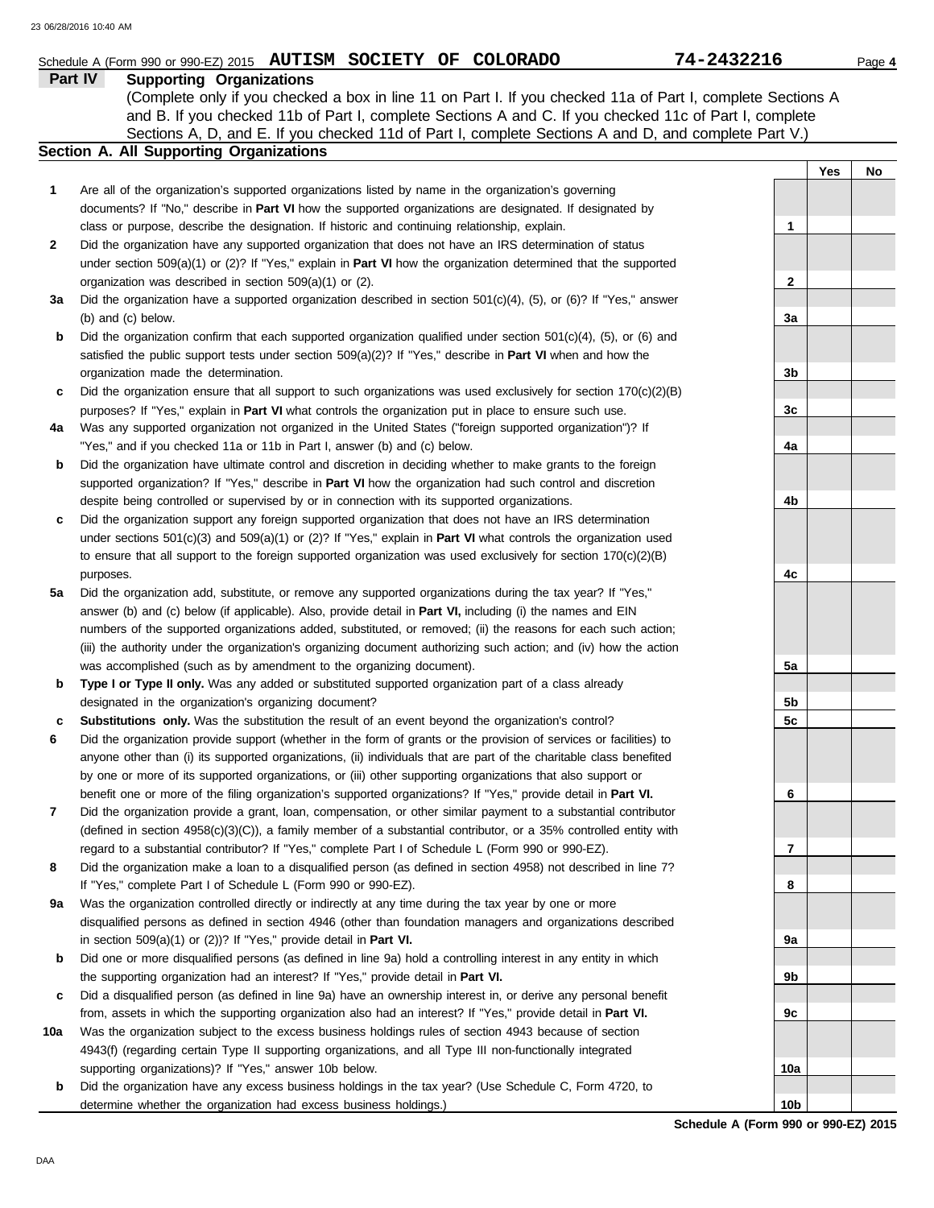Schedule A (Form 990 or 990-EZ) 2015 **AUTISM SOCIETY OF COLORADO** **74-2432216**

## Part IV Supporting Organizations

(Complete only if you checked a box in line 11 on Part I. If you checked 11a of Part I, complete Sections A and B. If you checked 11b of Part I, complete Sections A and C. If you checked 11c of Part I, complete Sections A, D, and E. If you checked 11d of Part I, complete Sections A and D, and complete Part V.)

### Section A. All Supporting Organizations

| | | | Yes | No |
|---|---|---|---|---|
| **1** | Are all of the organization's supported organizations listed by name in the organization's governing documents? If "No," describe in **Part VI** how the supported organizations are designated. If designated by class or purpose, describe the designation. If historic and continuing relationship, explain. | 1 | | |
| **2** | Did the organization have any supported organization that does not have an IRS determination of status under section 509(a)(1) or (2)? If "Yes," explain in **Part VI** how the organization determined that the supported organization was described in section 509(a)(1) or (2). | 2 | | |
| **3a** | Did the organization have a supported organization described in section 501(c)(4), (5), or (6)? If "Yes," answer (b) and (c) below. | 3a | | |
| **b** | Did the organization confirm that each supported organization qualified under section 501(c)(4), (5), or (6) and satisfied the public support tests under section 509(a)(2)? If "Yes," describe in **Part VI** when and how the organization made the determination. | 3b | | |
| **c** | Did the organization ensure that all support to such organizations was used exclusively for section 170(c)(2)(B) purposes? If "Yes," explain in **Part VI** what controls the organization put in place to ensure such use. | 3c | | |
| **4a** | Was any supported organization not organized in the United States ("foreign supported organization")? If "Yes," and if you checked 11a or 11b in Part I, answer (b) and (c) below. | 4a | | |
| **b** | Did the organization have ultimate control and discretion in deciding whether to make grants to the foreign supported organization? If "Yes," describe in **Part VI** how the organization had such control and discretion despite being controlled or supervised by or in connection with its supported organizations. | 4b | | |
| **c** | Did the organization support any foreign supported organization that does not have an IRS determination under sections 501(c)(3) and 509(a)(1) or (2)? If "Yes," explain in **Part VI** what controls the organization used to ensure that all support to the foreign supported organization was used exclusively for section 170(c)(2)(B) purposes. | 4c | | |
| **5a** | Did the organization add, substitute, or remove any supported organizations during the tax year? If "Yes," answer (b) and (c) below (if applicable). Also, provide detail in **Part VI,** including (i) the names and EIN numbers of the supported organizations added, substituted, or removed; (ii) the reasons for each such action; (iii) the authority under the organization's organizing document authorizing such action; and (iv) how the action was accomplished (such as by amendment to the organizing document). | 5a | | |
| **b** | **Type I or Type II only.** Was any added or substituted supported organization part of a class already designated in the organization's organizing document? | 5b | | |
| **c** | **Substitutions only.** Was the substitution the result of an event beyond the organization's control? | 5c | | |
| **6** | Did the organization provide support (whether in the form of grants or the provision of services or facilities) to anyone other than (i) its supported organizations, (ii) individuals that are part of the charitable class benefited by one or more of its supported organizations, or (iii) other supporting organizations that also support or benefit one or more of the filing organization's supported organizations? If "Yes," provide detail in **Part VI.** | 6 | | |
| **7** | Did the organization provide a grant, loan, compensation, or other similar payment to a substantial contributor (defined in section 4958(c)(3)(C)), a family member of a substantial contributor, or a 35% controlled entity with regard to a substantial contributor? If "Yes," complete Part I of Schedule L (Form 990 or 990-EZ). | 7 | | |
| **8** | Did the organization make a loan to a disqualified person (as defined in section 4958) not described in line 7? If "Yes," complete Part I of Schedule L (Form 990 or 990-EZ). | 8 | | |
| **9a** | Was the organization controlled directly or indirectly at any time during the tax year by one or more disqualified persons as defined in section 4946 (other than foundation managers and organizations described in section 509(a)(1) or (2))? If "Yes," provide detail in **Part VI.** | 9a | | |
| **b** | Did one or more disqualified persons (as defined in line 9a) hold a controlling interest in any entity in which the supporting organization had an interest? If "Yes," provide detail in **Part VI.** | 9b | | |
| **c** | Did a disqualified person (as defined in line 9a) have an ownership interest in, or derive any personal benefit from, assets in which the supporting organization also had an interest? If "Yes," provide detail in **Part VI.** | 9c | | |
| **10a** | Was the organization subject to the excess business holdings rules of section 4943 because of section 4943(f) (regarding certain Type II supporting organizations, and all Type III non-functionally integrated supporting organizations)? If "Yes," answer 10b below. | 10a | | |
| **b** | Did the organization have any excess business holdings in the tax year? (Use Schedule C, Form 4720, to determine whether the organization had excess business holdings.) | 10b | | |

**Schedule A (Form 990 or 990-EZ) 2015**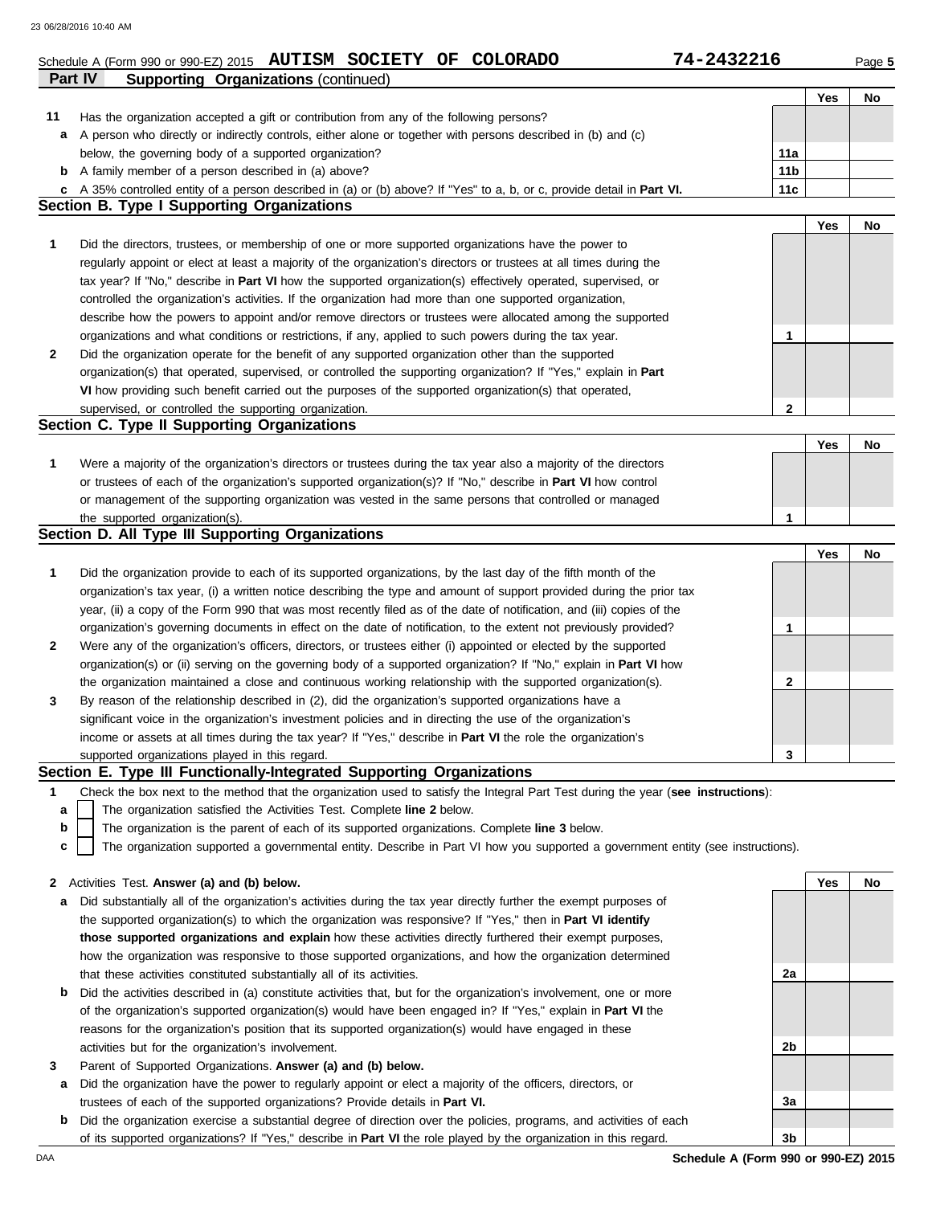Schedule A (Form 990 or 990-EZ) 2015 **AUTISM SOCIETY OF COLORADO** **74-2432216**

## Part IV Supporting Organizations (continued)

| | | | Yes | No |
|---|---|---|---|---|
| **11** | Has the organization accepted a gift or contribution from any of the following persons? | | | |
| **a** | A person who directly or indirectly controls, either alone or together with persons described in (b) and (c) below, the governing body of a supported organization? | **11a** | | |
| **b** | A family member of a person described in (a) above? | **11b** | | |
| **c** | A 35% controlled entity of a person described in (a) or (b) above? If "Yes" to a, b, or c, provide detail in **Part VI.** | **11c** | | |

### Section B. Type I Supporting Organizations

| | | | Yes | No |
|---|---|---|---|---|
| **1** | Did the directors, trustees, or membership of one or more supported organizations have the power to regularly appoint or elect at least a majority of the organization's directors or trustees at all times during the tax year? If "No," describe in **Part VI** how the supported organization(s) effectively operated, supervised, or controlled the organization's activities. If the organization had more than one supported organization, describe how the powers to appoint and/or remove directors or trustees were allocated among the supported organizations and what conditions or restrictions, if any, applied to such powers during the tax year. | **1** | | |
| **2** | Did the organization operate for the benefit of any supported organization other than the supported organization(s) that operated, supervised, or controlled the supporting organization? If "Yes," explain in **Part VI** how providing such benefit carried out the purposes of the supported organization(s) that operated, supervised, or controlled the supporting organization. | **2** | | |

### Section C. Type II Supporting Organizations

| | | | Yes | No |
|---|---|---|---|---|
| **1** | Were a majority of the organization's directors or trustees during the tax year also a majority of the directors or trustees of each of the organization's supported organization(s)? If "No," describe in **Part VI** how control or management of the supporting organization was vested in the same persons that controlled or managed the supported organization(s). | **1** | | |

### Section D. All Type III Supporting Organizations

| | | | Yes | No |
|---|---|---|---|---|
| **1** | Did the organization provide to each of its supported organizations, by the last day of the fifth month of the organization's tax year, (i) a written notice describing the type and amount of support provided during the prior tax year, (ii) a copy of the Form 990 that was most recently filed as of the date of notification, and (iii) copies of the organization's governing documents in effect on the date of notification, to the extent not previously provided? | **1** | | |
| **2** | Were any of the organization's officers, directors, or trustees either (i) appointed or elected by the supported organization(s) or (ii) serving on the governing body of a supported organization? If "No," explain in **Part VI** how the organization maintained a close and continuous working relationship with the supported organization(s). | **2** | | |
| **3** | By reason of the relationship described in (2), did the organization's supported organizations have a significant voice in the organization's investment policies and in directing the use of the organization's income or assets at all times during the tax year? If "Yes," describe in **Part VI** the role the organization's supported organizations played in this regard. | **3** | | |

### Section E. Type III Functionally-Integrated Supporting Organizations

**1** Check the box next to the method that the organization used to satisfy the Integral Part Test during the year (**see instructions**):

- **a** ☐ The organization satisfied the Activities Test. Complete **line 2** below.
- **b** ☐ The organization is the parent of each of its supported organizations. Complete **line 3** below.
- **c** ☐ The organization supported a governmental entity. Describe in Part VI how you supported a government entity (see instructions).

| | | | Yes | No |
|---|---|---|---|---|
| **2** | Activities Test. **Answer (a) and (b) below.** | | | |
| **a** | Did substantially all of the organization's activities during the tax year directly further the exempt purposes of the supported organization(s) to which the organization was responsive? If "Yes," then in **Part VI identify those supported organizations and explain** how these activities directly furthered their exempt purposes, how the organization was responsive to those supported organizations, and how the organization determined that these activities constituted substantially all of its activities. | **2a** | | |
| **b** | Did the activities described in (a) constitute activities that, but for the organization's involvement, one or more of the organization's supported organization(s) would have been engaged in? If "Yes," explain in **Part VI** the reasons for the organization's position that its supported organization(s) would have engaged in these activities but for the organization's involvement. | **2b** | | |
| **3** | Parent of Supported Organizations. **Answer (a) and (b) below.** | | | |
| **a** | Did the organization have the power to regularly appoint or elect a majority of the officers, directors, or trustees of each of the supported organizations? Provide details in **Part VI.** | **3a** | | |
| **b** | Did the organization exercise a substantial degree of direction over the policies, programs, and activities of each of its supported organizations? If "Yes," describe in **Part VI** the role played by the organization in this regard. | **3b** | | |

DAA **Schedule A (Form 990 or 990-EZ) 2015**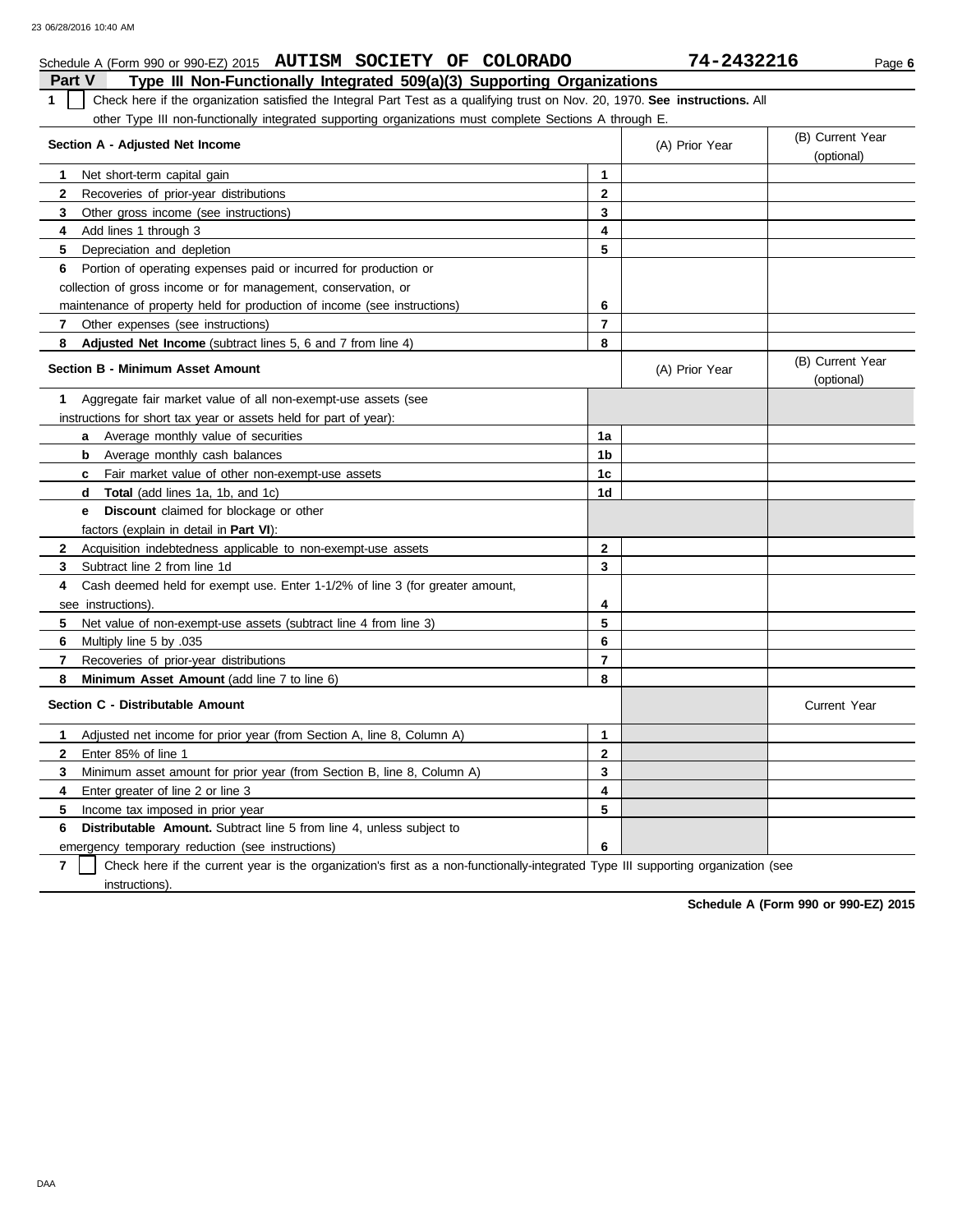Schedule A (Form 990 or 990-EZ) 2015 **AUTISM SOCIETY OF COLORADO** **74-2432216** Page **6**

## Part V Type III Non-Functionally Integrated 509(a)(3) Supporting Organizations

**1** ☐ Check here if the organization satisfied the Integral Part Test as a qualifying trust on Nov. 20, 1970. **See instructions.** All other Type III non-functionally integrated supporting organizations must complete Sections A through E.

| **Section A - Adjusted Net Income** | | (A) Prior Year | (B) Current Year (optional) |
|---|---|---|---|
| **1** Net short-term capital gain | **1** | | |
| **2** Recoveries of prior-year distributions | **2** | | |
| **3** Other gross income (see instructions) | **3** | | |
| **4** Add lines 1 through 3 | **4** | | |
| **5** Depreciation and depletion | **5** | | |
| **6** Portion of operating expenses paid or incurred for production or collection of gross income or for management, conservation, or maintenance of property held for production of income (see instructions) | **6** | | |
| **7** Other expenses (see instructions) | **7** | | |
| **8** **Adjusted Net Income** (subtract lines 5, 6 and 7 from line 4) | **8** | | |

| **Section B - Minimum Asset Amount** | | (A) Prior Year | (B) Current Year (optional) |
|---|---|---|---|
| **1** Aggregate fair market value of all non-exempt-use assets (see instructions for short tax year or assets held for part of year): | | | |
| **a** Average monthly value of securities | **1a** | | |
| **b** Average monthly cash balances | **1b** | | |
| **c** Fair market value of other non-exempt-use assets | **1c** | | |
| **d** **Total** (add lines 1a, 1b, and 1c) | **1d** | | |
| **e** **Discount** claimed for blockage or other factors (explain in detail in **Part VI**): | | | |
| **2** Acquisition indebtedness applicable to non-exempt-use assets | **2** | | |
| **3** Subtract line 2 from line 1d | **3** | | |
| **4** Cash deemed held for exempt use. Enter 1-1/2% of line 3 (for greater amount, see instructions). | **4** | | |
| **5** Net value of non-exempt-use assets (subtract line 4 from line 3) | **5** | | |
| **6** Multiply line 5 by .035 | **6** | | |
| **7** Recoveries of prior-year distributions | **7** | | |
| **8** **Minimum Asset Amount** (add line 7 to line 6) | **8** | | |

| **Section C - Distributable Amount** | | | Current Year |
|---|---|---|---|
| **1** Adjusted net income for prior year (from Section A, line 8, Column A) | **1** | | |
| **2** Enter 85% of line 1 | **2** | | |
| **3** Minimum asset amount for prior year (from Section B, line 8, Column A) | **3** | | |
| **4** Enter greater of line 2 or line 3 | **4** | | |
| **5** Income tax imposed in prior year | **5** | | |
| **6** **Distributable Amount.** Subtract line 5 from line 4, unless subject to emergency temporary reduction (see instructions) | **6** | | |

**7** ☐ Check here if the current year is the organization's first as a non-functionally-integrated Type III supporting organization (see instructions).

**Schedule A (Form 990 or 990-EZ) 2015**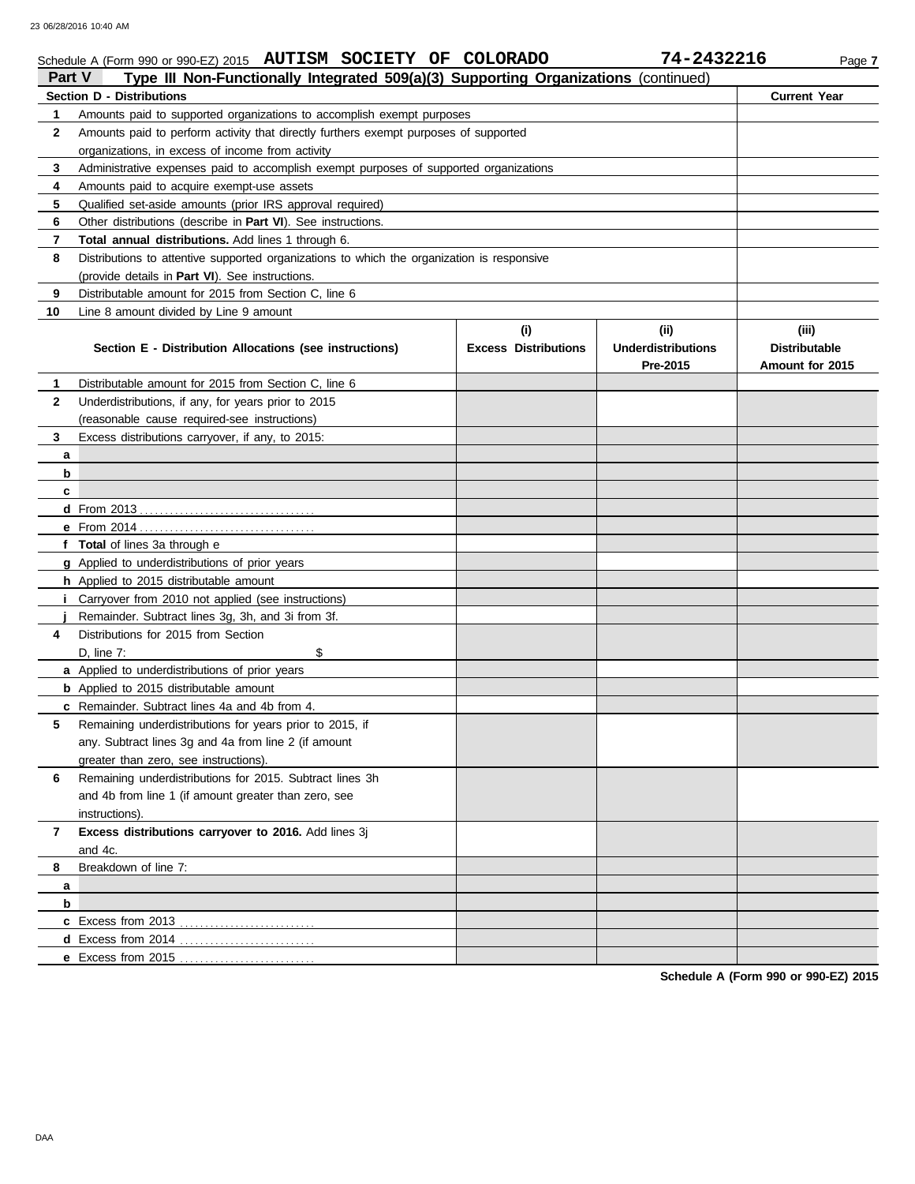Schedule A (Form 990 or 990-EZ) 2015 **AUTISM SOCIETY OF COLORADO** **74-2432216** Page **7**

## Part V Type III Non-Functionally Integrated 509(a)(3) Supporting Organizations (continued)

| | **Section D - Distributions** | **Current Year** |
|---|---|---|
| **1** | Amounts paid to supported organizations to accomplish exempt purposes | |
| **2** | Amounts paid to perform activity that directly furthers exempt purposes of supported organizations, in excess of income from activity | |
| **3** | Administrative expenses paid to accomplish exempt purposes of supported organizations | |
| **4** | Amounts paid to acquire exempt-use assets | |
| **5** | Qualified set-aside amounts (prior IRS approval required) | |
| **6** | Other distributions (describe in **Part VI**). See instructions. | |
| **7** | **Total annual distributions.** Add lines 1 through 6. | |
| **8** | Distributions to attentive supported organizations to which the organization is responsive (provide details in **Part VI**). See instructions. | |
| **9** | Distributable amount for 2015 from Section C, line 6 | |
| **10** | Line 8 amount divided by Line 9 amount | |

| | **Section E - Distribution Allocations (see instructions)** | **(i) Excess Distributions** | **(ii) Underdistributions Pre-2015** | **(iii) Distributable Amount for 2015** |
|---|---|---|---|---|
| **1** | Distributable amount for 2015 from Section C, line 6 | | | |
| **2** | Underdistributions, if any, for years prior to 2015 (reasonable cause required-see instructions) | | | |
| **3** | Excess distributions carryover, if any, to 2015: | | | |
| **a** | | | | |
| **b** | | | | |
| **c** | | | | |
| **d** | From 2013 | | | |
| **e** | From 2014 | | | |
| **f** | **Total** of lines 3a through e | | | |
| **g** | Applied to underdistributions of prior years | | | |
| **h** | Applied to 2015 distributable amount | | | |
| **i** | Carryover from 2010 not applied (see instructions) | | | |
| **j** | Remainder. Subtract lines 3g, 3h, and 3i from 3f. | | | |
| **4** | Distributions for 2015 from Section D, line 7: $ | | | |
| **a** | Applied to underdistributions of prior years | | | |
| **b** | Applied to 2015 distributable amount | | | |
| **c** | Remainder. Subtract lines 4a and 4b from 4. | | | |
| **5** | Remaining underdistributions for years prior to 2015, if any. Subtract lines 3g and 4a from line 2 (if amount greater than zero, see instructions). | | | |
| **6** | Remaining underdistributions for 2015. Subtract lines 3h and 4b from line 1 (if amount greater than zero, see instructions). | | | |
| **7** | **Excess distributions carryover to 2016.** Add lines 3j and 4c. | | | |
| **8** | Breakdown of line 7: | | | |
| **a** | | | | |
| **b** | | | | |
| **c** | Excess from 2013 | | | |
| **d** | Excess from 2014 | | | |
| **e** | Excess from 2015 | | | |

**Schedule A (Form 990 or 990-EZ) 2015**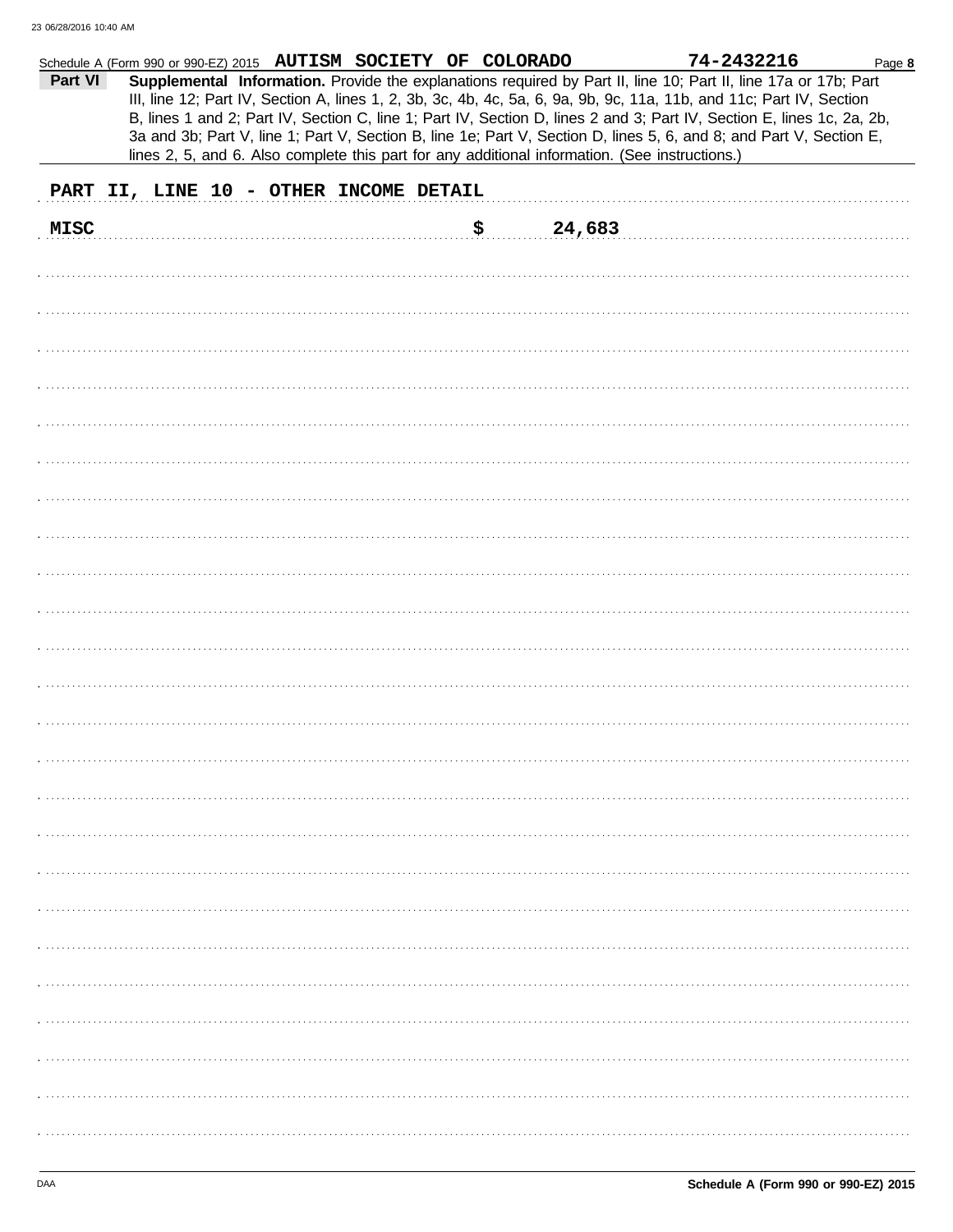Schedule A (Form 990 or 990-EZ) 2015 **AUTISM SOCIETY OF COLORADO** **74-2432216**

**Part VI** **Supplemental Information.** Provide the explanations required by Part II, line 10; Part II, line 17a or 17b; Part III, line 12; Part IV, Section A, lines 1, 2, 3b, 3c, 4b, 4c, 5a, 6, 9a, 9b, 9c, 11a, 11b, and 11c; Part IV, Section B, lines 1 and 2; Part IV, Section C, line 1; Part IV, Section D, lines 2 and 3; Part IV, Section E, lines 1c, 2a, 2b, 3a and 3b; Part V, line 1; Part V, Section B, line 1e; Part V, Section D, lines 5, 6, and 8; and Part V, Section E, lines 2, 5, and 6. Also complete this part for any additional information. (See instructions.)

**PART II, LINE 10 - OTHER INCOME DETAIL**

**MISC** **$ 24,683**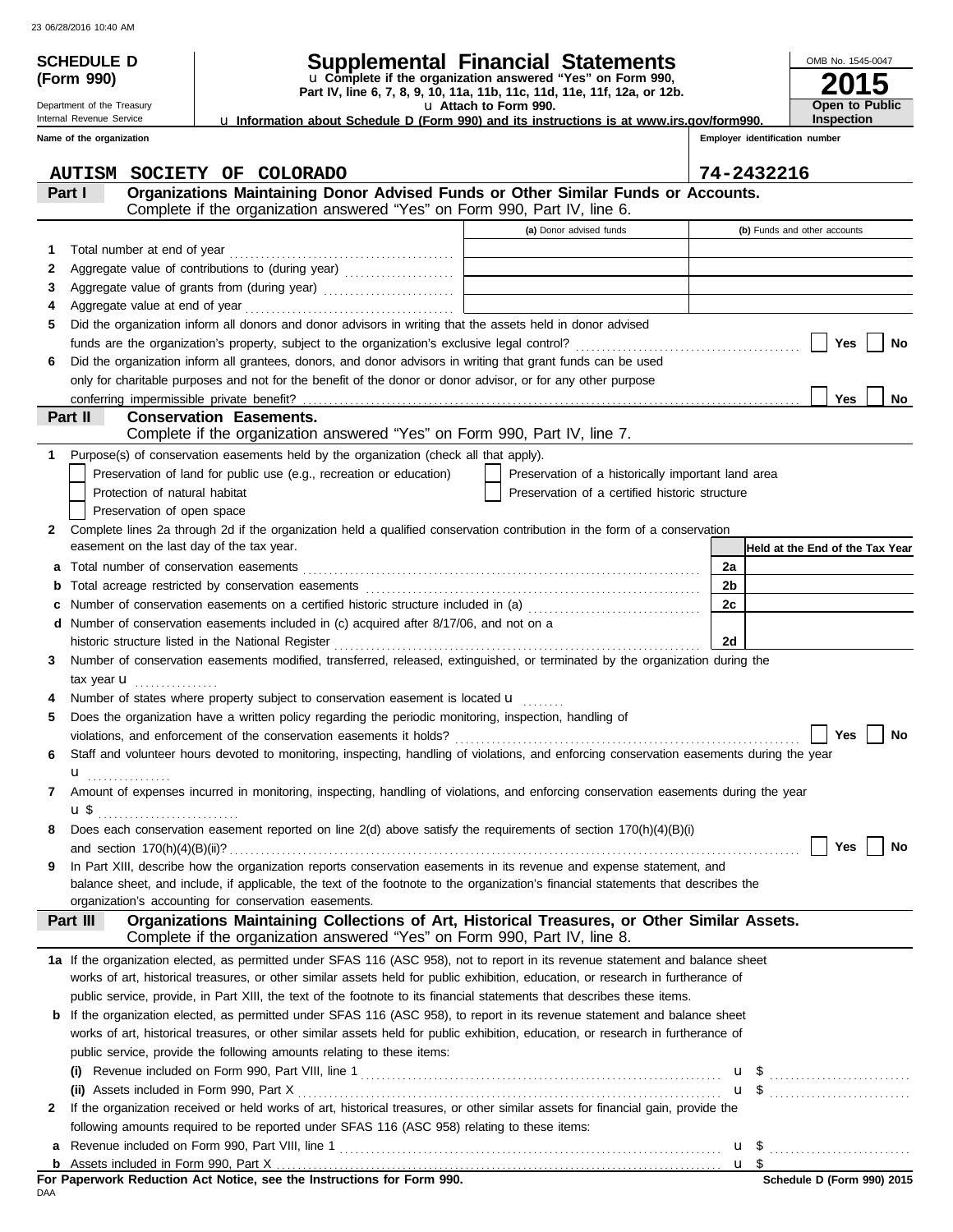23 06/28/2016 10:40 AM

**SCHEDULE D (Form 990)**

Department of the Treasury
Internal Revenue Service

# Supplemental Financial Statements

u Complete if the organization answered "Yes" on Form 990, Part IV, line 6, 7, 8, 9, 10, 11a, 11b, 11c, 11d, 11e, 11f, 12a, or 12b.
u Attach to Form 990.
u Information about Schedule D (Form 990) and its instructions is at www.irs.gov/form990.

OMB No. 1545-0047
**2015**
**Open to Public Inspection**

**Name of the organization**: AUTISM SOCIETY OF COLORADO
**Employer identification number**: 74-2432216

## Part I Organizations Maintaining Donor Advised Funds or Other Similar Funds or Accounts.
Complete if the organization answered "Yes" on Form 990, Part IV, line 6.

| | | (a) Donor advised funds | (b) Funds and other accounts |
|---|---|---|---|
| 1 | Total number at end of year | | |
| 2 | Aggregate value of contributions to (during year) | | |
| 3 | Aggregate value of grants from (during year) | | |
| 4 | Aggregate value at end of year | | |

5 Did the organization inform all donors and donor advisors in writing that the assets held in donor advised funds are the organization's property, subject to the organization's exclusive legal control? ☐ Yes ☐ No

6 Did the organization inform all grantees, donors, and donor advisors in writing that grant funds can be used only for charitable purposes and not for the benefit of the donor or donor advisor, or for any other purpose conferring impermissible private benefit? ☐ Yes ☐ No

## Part II Conservation Easements.
Complete if the organization answered "Yes" on Form 990, Part IV, line 7.

1 Purpose(s) of conservation easements held by the organization (check all that apply).

- ☐ Preservation of land for public use (e.g., recreation or education)
- ☐ Protection of natural habitat
- ☐ Preservation of open space
- ☐ Preservation of a historically important land area
- ☐ Preservation of a certified historic structure

2 Complete lines 2a through 2d if the organization held a qualified conservation contribution in the form of a conservation easement on the last day of the tax year.

| | | | Held at the End of the Tax Year |
|---|---|---|---|
| a | Total number of conservation easements | 2a | |
| b | Total acreage restricted by conservation easements | 2b | |
| c | Number of conservation easements on a certified historic structure included in (a) | 2c | |
| d | Number of conservation easements included in (c) acquired after 8/17/06, and not on a historic structure listed in the National Register | 2d | |

3 Number of conservation easements modified, transferred, released, extinguished, or terminated by the organization during the tax year u

4 Number of states where property subject to conservation easement is located u

5 Does the organization have a written policy regarding the periodic monitoring, inspection, handling of violations, and enforcement of the conservation easements it holds? ☐ Yes ☐ No

6 Staff and volunteer hours devoted to monitoring, inspecting, handling of violations, and enforcing conservation easements during the year u

7 Amount of expenses incurred in monitoring, inspecting, handling of violations, and enforcing conservation easements during the year u $

8 Does each conservation easement reported on line 2(d) above satisfy the requirements of section 170(h)(4)(B)(i) and section 170(h)(4)(B)(ii)? ☐ Yes ☐ No

9 In Part XIII, describe how the organization reports conservation easements in its revenue and expense statement, and balance sheet, and include, if applicable, the text of the footnote to the organization's financial statements that describes the organization's accounting for conservation easements.

## Part III Organizations Maintaining Collections of Art, Historical Treasures, or Other Similar Assets.
Complete if the organization answered "Yes" on Form 990, Part IV, line 8.

1a If the organization elected, as permitted under SFAS 116 (ASC 958), not to report in its revenue statement and balance sheet works of art, historical treasures, or other similar assets held for public exhibition, education, or research in furtherance of public service, provide, in Part XIII, the text of the footnote to its financial statements that describes these items.

b If the organization elected, as permitted under SFAS 116 (ASC 958), to report in its revenue statement and balance sheet works of art, historical treasures, or other similar assets held for public exhibition, education, or research in furtherance of public service, provide the following amounts relating to these items:

(i) Revenue included on Form 990, Part VIII, line 1 u $

(ii) Assets included in Form 990, Part X u $

2 If the organization received or held works of art, historical treasures, or other similar assets for financial gain, provide the following amounts required to be reported under SFAS 116 (ASC 958) relating to these items:

a Revenue included on Form 990, Part VIII, line 1 u $

b Assets included in Form 990, Part X u $

**For Paperwork Reduction Act Notice, see the Instructions for Form 990.**

DAA

**Schedule D (Form 990) 2015**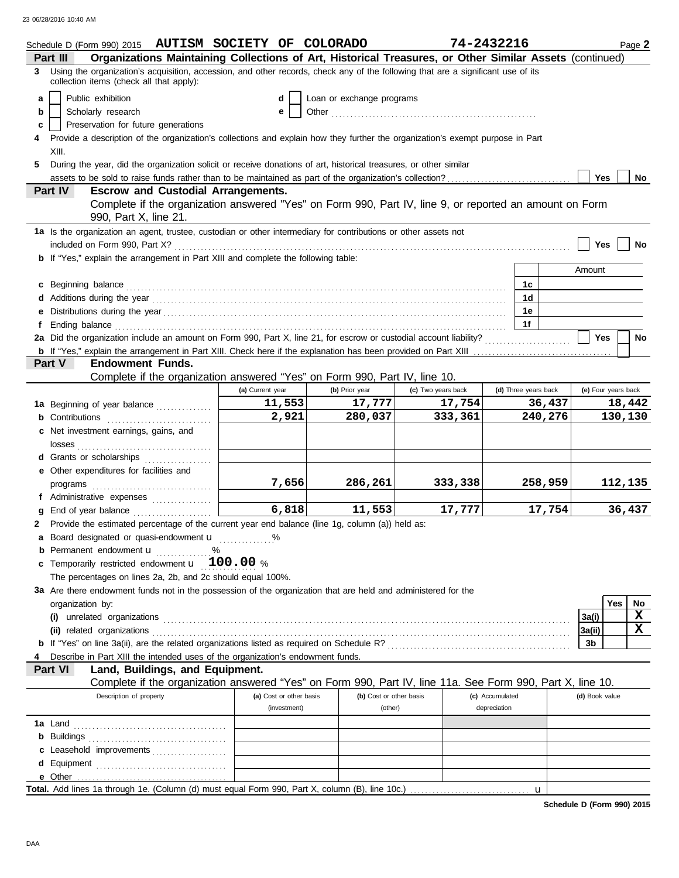Schedule D (Form 990) 2015 **AUTISM SOCIETY OF COLORADO** **74-2432216** Page **2**

**Part III** **Organizations Maintaining Collections of Art, Historical Treasures, or Other Similar Assets** (continued)

**3** Using the organization's acquisition, accession, and other records, check any of the following that are a significant use of its collection items (check all that apply):

- **a** ☐ Public exhibition
- **b** ☐ Scholarly research
- **c** ☐ Preservation for future generations
- **d** ☐ Loan or exchange programs
- **e** ☐ Other

**4** Provide a description of the organization's collections and explain how they further the organization's exempt purpose in Part XIII.

**5** During the year, did the organization solicit or receive donations of art, historical treasures, or other similar assets to be sold to raise funds rather than to be maintained as part of the organization's collection? ☐ Yes ☐ No

**Part IV** **Escrow and Custodial Arrangements.**
Complete if the organization answered "Yes" on Form 990, Part IV, line 9, or reported an amount on Form 990, Part X, line 21.

**1a** Is the organization an agent, trustee, custodian or other intermediary for contributions or other assets not included on Form 990, Part X? ☐ Yes ☐ No

**b** If "Yes," explain the arrangement in Part XIII and complete the following table:

| | | Amount |
|---|---|---|
| **c** Beginning balance | 1c | |
| **d** Additions during the year | 1d | |
| **e** Distributions during the year | 1e | |
| **f** Ending balance | 1f | |

**2a** Did the organization include an amount on Form 990, Part X, line 21, for escrow or custodial account liability? ☐ Yes ☐ No

**b** If "Yes," explain the arrangement in Part XIII. Check here if the explanation has been provided on Part XIII ☐

**Part V** **Endowment Funds.**
Complete if the organization answered "Yes" on Form 990, Part IV, line 10.

| | (a) Current year | (b) Prior year | (c) Two years back | (d) Three years back | (e) Four years back |
|---|---|---|---|---|---|
| **1a** Beginning of year balance | 11,553 | 17,777 | 17,754 | 36,437 | 18,442 |
| **b** Contributions | 2,921 | 280,037 | 333,361 | 240,276 | 130,130 |
| **c** Net investment earnings, gains, and losses | | | | | |
| **d** Grants or scholarships | | | | | |
| **e** Other expenditures for facilities and programs | 7,656 | 286,261 | 333,338 | 258,959 | 112,135 |
| **f** Administrative expenses | | | | | |
| **g** End of year balance | 6,818 | 11,553 | 17,777 | 17,754 | 36,437 |

**2** Provide the estimated percentage of the current year end balance (line 1g, column (a)) held as:

- **a** Board designated or quasi-endowment u ............%
- **b** Permanent endowment u ............%
- **c** Temporarily restricted endowment u **100.00** %

The percentages on lines 2a, 2b, and 2c should equal 100%.

**3a** Are there endowment funds not in the possession of the organization that are held and administered for the organization by:

| | | Yes | No |
|---|---|---|---|
| **(i)** unrelated organizations | 3a(i) | | X |
| **(ii)** related organizations | 3a(ii) | | X |
| **b** If "Yes" on line 3a(ii), are the related organizations listed as required on Schedule R? | 3b | | |

**4** Describe in Part XIII the intended uses of the organization's endowment funds.

**Part VI** **Land, Buildings, and Equipment.**
Complete if the organization answered "Yes" on Form 990, Part IV, line 11a. See Form 990, Part X, line 10.

| Description of property | (a) Cost or other basis (investment) | (b) Cost or other basis (other) | (c) Accumulated depreciation | (d) Book value |
|---|---|---|---|---|
| **1a** Land | | | | |
| **b** Buildings | | | | |
| **c** Leasehold improvements | | | | |
| **d** Equipment | | | | |
| **e** Other | | | | |
| **Total.** Add lines 1a through 1e. (Column (d) must equal Form 990, Part X, column (B), line 10c.) u | | | | |

**Schedule D (Form 990) 2015**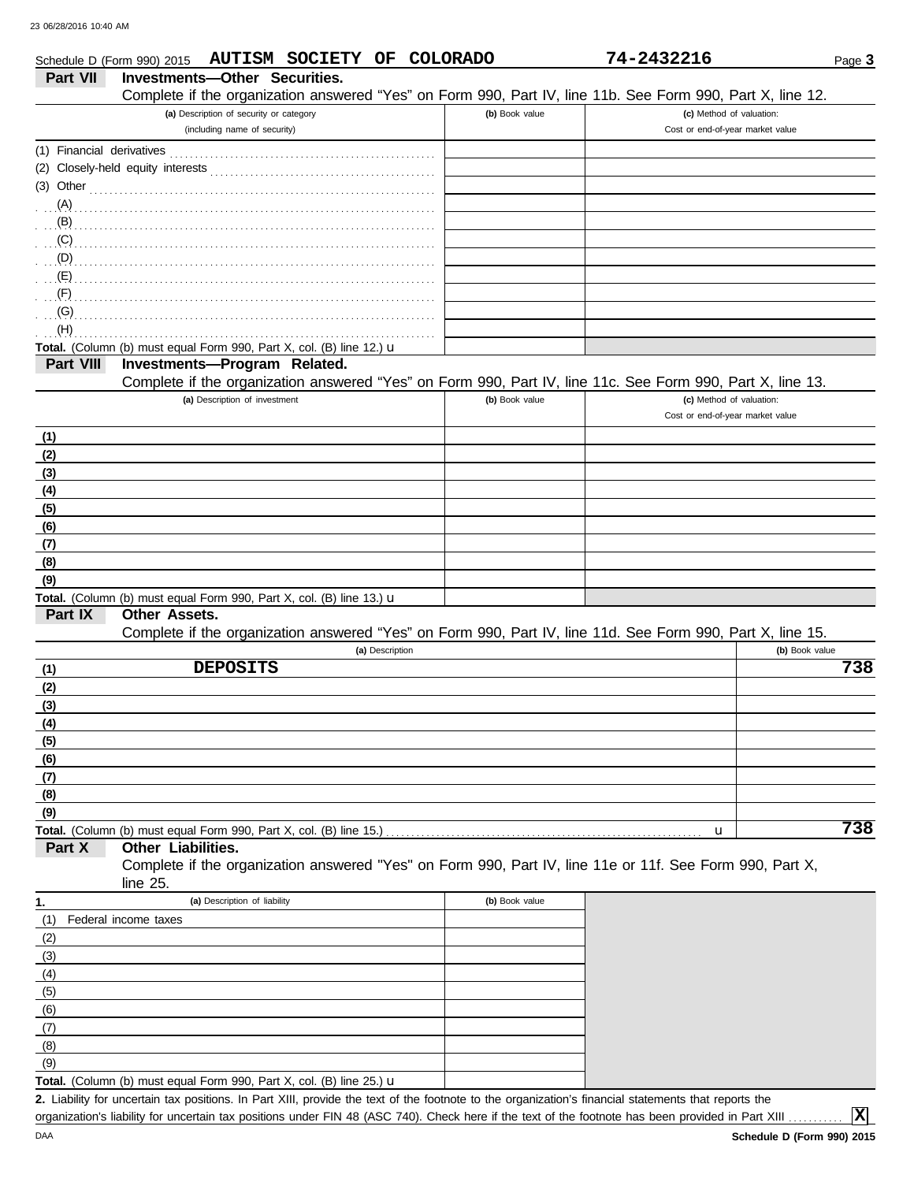Schedule D (Form 990) 2015 **AUTISM SOCIETY OF COLORADO** **74-2432216** Page **3**

## Part VII Investments—Other Securities.

Complete if the organization answered "Yes" on Form 990, Part IV, line 11b. See Form 990, Part X, line 12.

| (a) Description of security or category (including name of security) | (b) Book value | (c) Method of valuation: Cost or end-of-year market value |
|---|---|---|
| (1) Financial derivatives | | |
| (2) Closely-held equity interests | | |
| (3) Other | | |
| (A) | | |
| (B) | | |
| (C) | | |
| (D) | | |
| (E) | | |
| (F) | | |
| (G) | | |
| (H) | | |
| **Total.** (Column (b) must equal Form 990, Part X, col. (B) line 12.) u | | |

## Part VIII Investments—Program Related.

Complete if the organization answered "Yes" on Form 990, Part IV, line 11c. See Form 990, Part X, line 13.

| (a) Description of investment | (b) Book value | (c) Method of valuation: Cost or end-of-year market value |
|---|---|---|
| (1) | | |
| (2) | | |
| (3) | | |
| (4) | | |
| (5) | | |
| (6) | | |
| (7) | | |
| (8) | | |
| (9) | | |
| **Total.** (Column (b) must equal Form 990, Part X, col. (B) line 13.) u | | |

## Part IX Other Assets.

Complete if the organization answered "Yes" on Form 990, Part IV, line 11d. See Form 990, Part X, line 15.

| | (a) Description | (b) Book value |
|---|---|---|
| (1) | **DEPOSITS** | **738** |
| (2) | | |
| (3) | | |
| (4) | | |
| (5) | | |
| (6) | | |
| (7) | | |
| (8) | | |
| (9) | | |
| **Total.** (Column (b) must equal Form 990, Part X, col. (B) line 15.) | u | **738** |

## Part X Other Liabilities.

Complete if the organization answered "Yes" on Form 990, Part IV, line 11e or 11f. See Form 990, Part X, line 25.

| 1. (a) Description of liability | (b) Book value |
|---|---|
| (1) Federal income taxes | |
| (2) | |
| (3) | |
| (4) | |
| (5) | |
| (6) | |
| (7) | |
| (8) | |
| (9) | |
| **Total.** (Column (b) must equal Form 990, Part X, col. (B) line 25.) u | |

**2.** Liability for uncertain tax positions. In Part XIII, provide the text of the footnote to the organization's financial statements that reports the organization's liability for uncertain tax positions under FIN 48 (ASC 740). Check here if the text of the footnote has been provided in Part XIII ........... **X**

DAA **Schedule D (Form 990) 2015**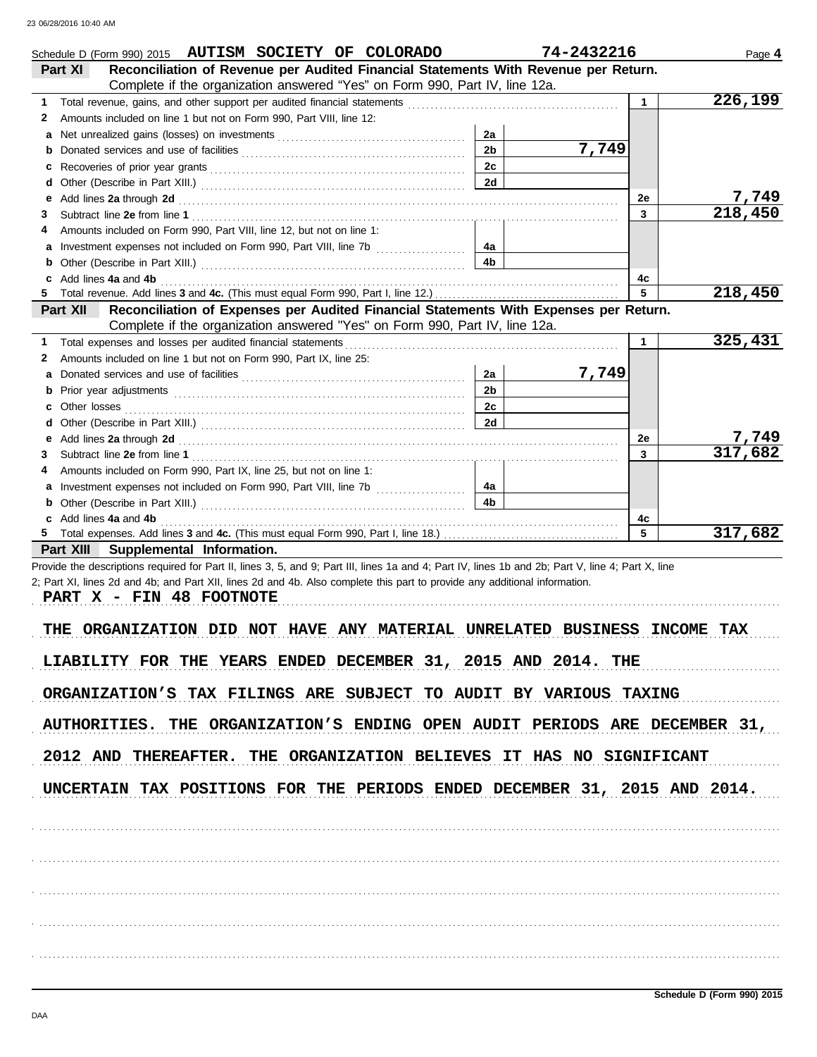Schedule D (Form 990) 2015 AUTISM SOCIETY OF COLORADO 74-2432216 Page **4**

## Part XI Reconciliation of Revenue per Audited Financial Statements With Revenue per Return.

Complete if the organization answered "Yes" on Form 990, Part IV, line 12a.

| | | | | | |
|---|---|---|---|---|---|
| 1 | Total revenue, gains, and other support per audited financial statements | | | 1 | 226,199 |
| 2 | Amounts included on line 1 but not on Form 990, Part VIII, line 12: | | | | |
| a | Net unrealized gains (losses) on investments | 2a | | | |
| b | Donated services and use of facilities | 2b | 7,749 | | |
| c | Recoveries of prior year grants | 2c | | | |
| d | Other (Describe in Part XIII.) | 2d | | | |
| e | Add lines **2a** through **2d** | | | 2e | 7,749 |
| 3 | Subtract line **2e** from line **1** | | | 3 | 218,450 |
| 4 | Amounts included on Form 990, Part VIII, line 12, but not on line 1: | | | | |
| a | Investment expenses not included on Form 990, Part VIII, line 7b | 4a | | | |
| b | Other (Describe in Part XIII.) | 4b | | | |
| c | Add lines **4a** and **4b** | | | 4c | |
| 5 | Total revenue. Add lines **3** and **4c.** (This must equal Form 990, Part I, line 12.) | | | 5 | 218,450 |

## Part XII Reconciliation of Expenses per Audited Financial Statements With Expenses per Return.

Complete if the organization answered "Yes" on Form 990, Part IV, line 12a.

| | | | | | |
|---|---|---|---|---|---|
| 1 | Total expenses and losses per audited financial statements | | | 1 | 325,431 |
| 2 | Amounts included on line 1 but not on Form 990, Part IX, line 25: | | | | |
| a | Donated services and use of facilities | 2a | 7,749 | | |
| b | Prior year adjustments | 2b | | | |
| c | Other losses | 2c | | | |
| d | Other (Describe in Part XIII.) | 2d | | | |
| e | Add lines **2a** through **2d** | | | 2e | 7,749 |
| 3 | Subtract line **2e** from line **1** | | | 3 | 317,682 |
| 4 | Amounts included on Form 990, Part IX, line 25, but not on line 1: | | | | |
| a | Investment expenses not included on Form 990, Part VIII, line 7b | 4a | | | |
| b | Other (Describe in Part XIII.) | 4b | | | |
| c | Add lines **4a** and **4b** | | | 4c | |
| 5 | Total expenses. Add lines **3** and **4c.** (This must equal Form 990, Part I, line 18.) | | | 5 | 317,682 |

## Part XIII Supplemental Information.

Provide the descriptions required for Part II, lines 3, 5, and 9; Part III, lines 1a and 4; Part IV, lines 1b and 2b; Part V, line 4; Part X, line 2; Part XI, lines 2d and 4b; and Part XII, lines 2d and 4b. Also complete this part to provide any additional information.

PART X - FIN 48 FOOTNOTE

THE ORGANIZATION DID NOT HAVE ANY MATERIAL UNRELATED BUSINESS INCOME TAX LIABILITY FOR THE YEARS ENDED DECEMBER 31, 2015 AND 2014. THE ORGANIZATION'S TAX FILINGS ARE SUBJECT TO AUDIT BY VARIOUS TAXING AUTHORITIES. THE ORGANIZATION'S ENDING OPEN AUDIT PERIODS ARE DECEMBER 31, 2012 AND THEREAFTER. THE ORGANIZATION BELIEVES IT HAS NO SIGNIFICANT UNCERTAIN TAX POSITIONS FOR THE PERIODS ENDED DECEMBER 31, 2015 AND 2014.

Schedule D (Form 990) 2015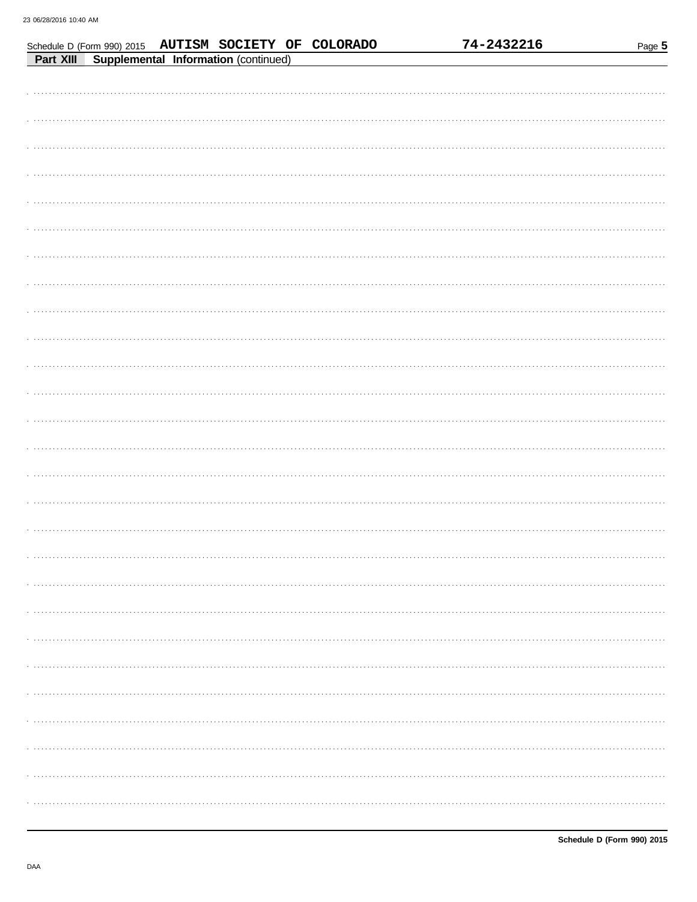Schedule D (Form 990) 2015 AUTISM SOCIETY OF COLORADO 74-2432216

**Part XIII Supplemental Information** (continued)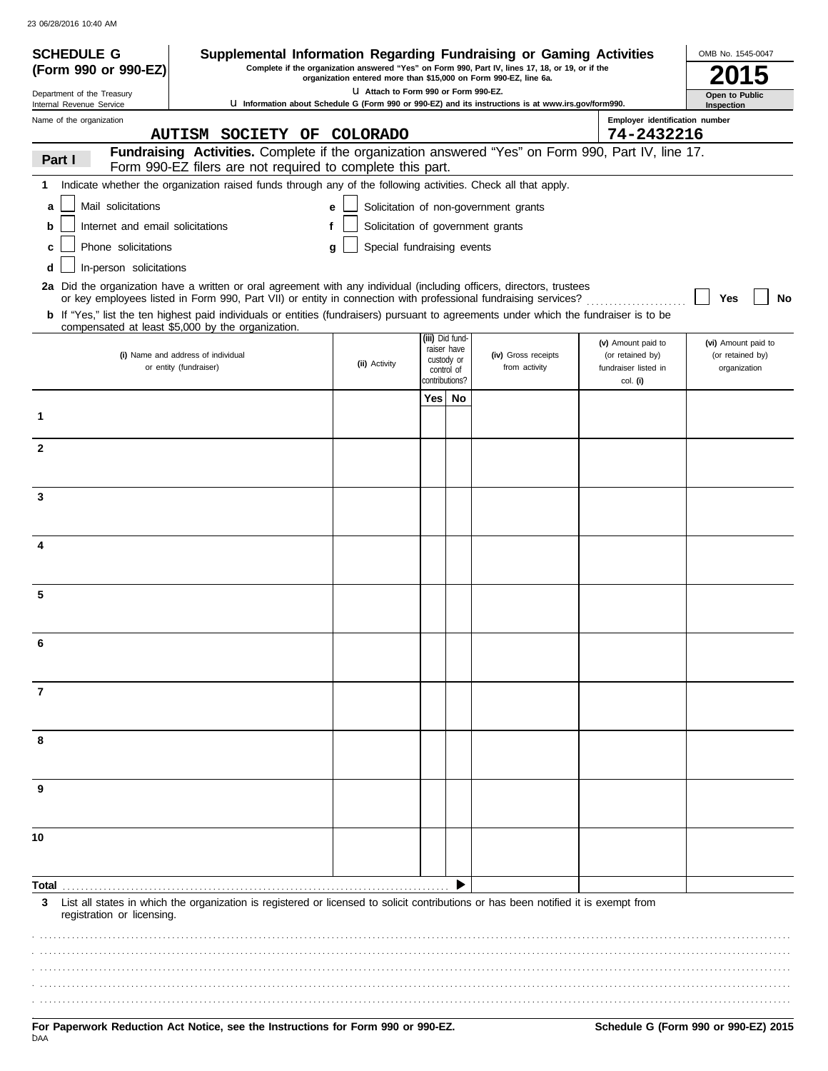23 06/28/2016 10:40 AM

**SCHEDULE G (Form 990 or 990-EZ)**

Department of the Treasury
Internal Revenue Service

# Supplemental Information Regarding Fundraising or Gaming Activities

**Complete if the organization answered "Yes" on Form 990, Part IV, lines 17, 18, or 19, or if the organization entered more than $15,000 on Form 990-EZ, line 6a.**

u Attach to Form 990 or Form 990-EZ.

u Information about Schedule G (Form 990 or 990-EZ) and its instructions is at www.irs.gov/form990.

OMB No. 1545-0047

**2015**

**Open to Public Inspection**

Name of the organization: AUTISM SOCIETY OF COLORADO

Employer identification number: 74-2432216

## Part I Fundraising Activities.

Complete if the organization answered "Yes" on Form 990, Part IV, line 17. Form 990-EZ filers are not required to complete this part.

**1** Indicate whether the organization raised funds through any of the following activities. Check all that apply.

- **a** ☐ Mail solicitations
- **b** ☐ Internet and email solicitations
- **c** ☐ Phone solicitations
- **d** ☐ In-person solicitations
- **e** ☐ Solicitation of non-government grants
- **f** ☐ Solicitation of government grants
- **g** ☐ Special fundraising events

**2a** Did the organization have a written or oral agreement with any individual (including officers, directors, trustees or key employees listed in Form 990, Part VII) or entity in connection with professional fundraising services? ☐ Yes ☐ No

**b** If "Yes," list the ten highest paid individuals or entities (fundraisers) pursuant to agreements under which the fundraiser is to be compensated at least $5,000 by the organization.

| | (i) Name and address of individual or entity (fundraiser) | (ii) Activity | (iii) Did fund-raiser have custody or control of contributions? Yes | No | (iv) Gross receipts from activity | (v) Amount paid to (or retained by) fundraiser listed in col. (i) | (vi) Amount paid to (or retained by) organization |
|---|---|---|---|---|---|---|---|
| 1 | | | | | | | |
| 2 | | | | | | | |
| 3 | | | | | | | |
| 4 | | | | | | | |
| 5 | | | | | | | |
| 6 | | | | | | | |
| 7 | | | | | | | |
| 8 | | | | | | | |
| 9 | | | | | | | |
| 10 | | | | | | | |
| **Total** | | | | ▶ | | | |

**3** List all states in which the organization is registered or licensed to solicit contributions or has been notified it is exempt from registration or licensing.

**For Paperwork Reduction Act Notice, see the Instructions for Form 990 or 990-EZ.**

DAA

**Schedule G (Form 990 or 990-EZ) 2015**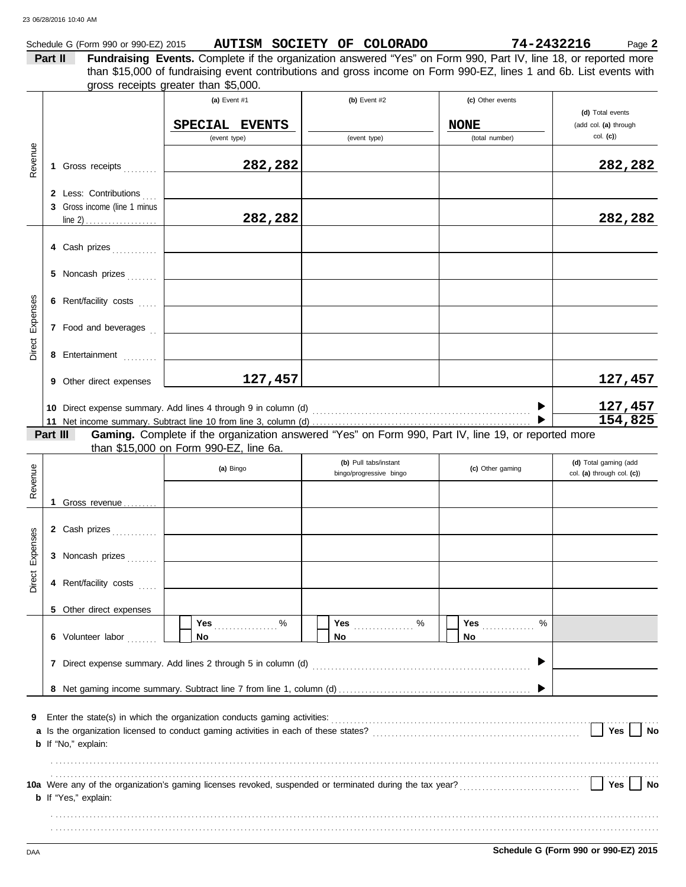Schedule G (Form 990 or 990-EZ) 2015 **AUTISM SOCIETY OF COLORADO** **74-2432216** Page **2**

**Part II** **Fundraising Events.** Complete if the organization answered "Yes" on Form 990, Part IV, line 18, or reported more than $15,000 of fundraising event contributions and gross income on Form 990-EZ, lines 1 and 6b. List events with gross receipts greater than $5,000.

| | | (a) Event #1 | (b) Event #2 | (c) Other events | (d) Total events (add col. (a) through col. (c)) |
|---|---|---|---|---|---|
| | | SPECIAL EVENTS (event type) | (event type) | NONE (total number) | |
| Revenue | 1 Gross receipts | 282,282 | | | 282,282 |
| | 2 Less: Contributions | | | | |
| | 3 Gross income (line 1 minus line 2) | 282,282 | | | 282,282 |
| Direct Expenses | 4 Cash prizes | | | | |
| | 5 Noncash prizes | | | | |
| | 6 Rent/facility costs | | | | |
| | 7 Food and beverages | | | | |
| | 8 Entertainment | | | | |
| | 9 Other direct expenses | 127,457 | | | 127,457 |
| | 10 Direct expense summary. Add lines 4 through 9 in column (d) | | | | 127,457 |
| | 11 Net income summary. Subtract line 10 from line 3, column (d) | | | | 154,825 |

**Part III** **Gaming.** Complete if the organization answered "Yes" on Form 990, Part IV, line 19, or reported more than $15,000 on Form 990-EZ, line 6a.

| | | (a) Bingo | (b) Pull tabs/instant bingo/progressive bingo | (c) Other gaming | (d) Total gaming (add col. (a) through col. (c)) |
|---|---|---|---|---|---|
| Revenue | 1 Gross revenue | | | | |
| Direct Expenses | 2 Cash prizes | | | | |
| | 3 Noncash prizes | | | | |
| | 4 Rent/facility costs | | | | |
| | 5 Other direct expenses | | | | |
| | 6 Volunteer labor | ☐ Yes ____ % ☐ No | ☐ Yes ____ % ☐ No | ☐ Yes ____ % ☐ No | |
| | 7 Direct expense summary. Add lines 2 through 5 in column (d) | | | | |
| | 8 Net gaming income summary. Subtract line 7 from line 1, column (d) | | | | |

**9** Enter the state(s) in which the organization conducts gaming activities: ........................

**a** Is the organization licensed to conduct gaming activities in each of these states? ☐ Yes ☐ No

**b** If "No," explain:

**10a** Were any of the organization's gaming licenses revoked, suspended or terminated during the tax year? ☐ Yes ☐ No

**b** If "Yes," explain:

DAA **Schedule G (Form 990 or 990-EZ) 2015**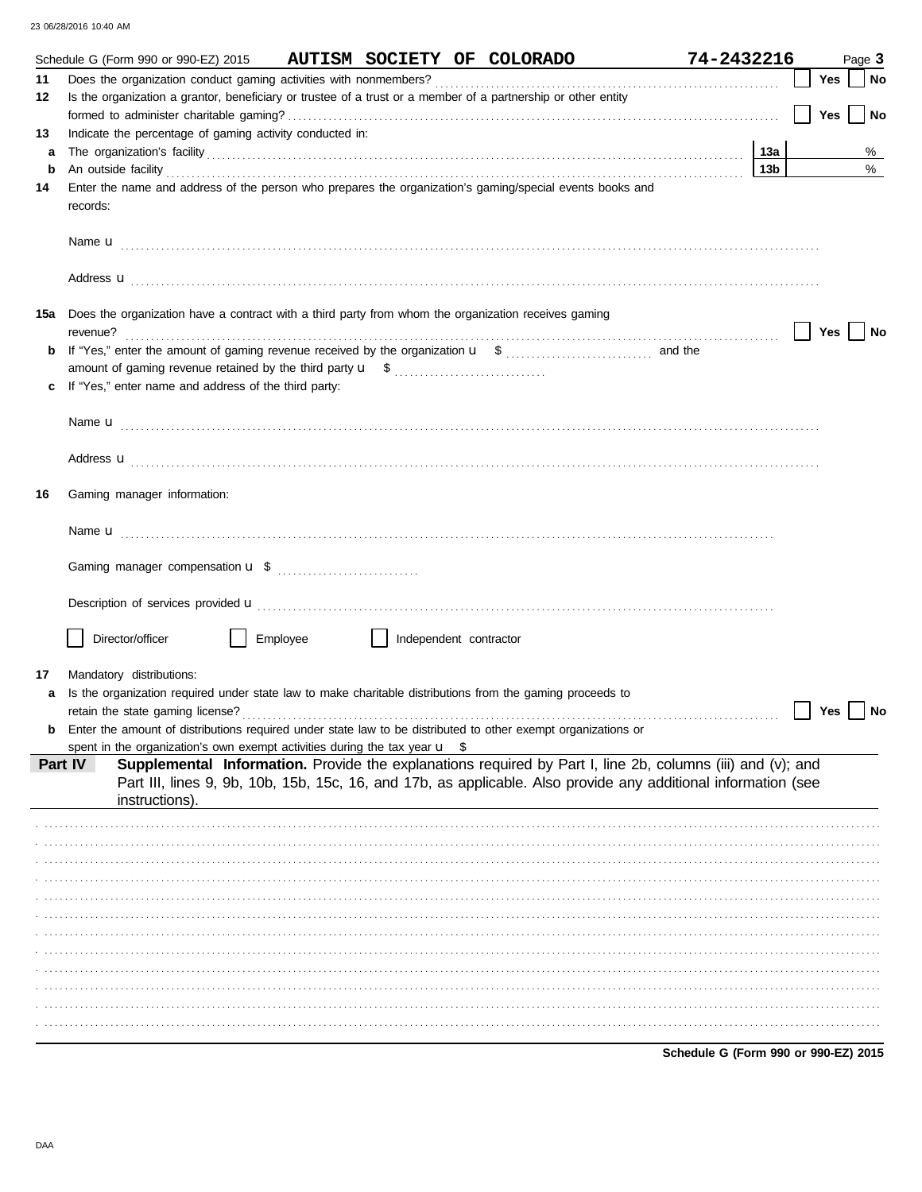Schedule G (Form 990 or 990-EZ) 2015 **AUTISM SOCIETY OF COLORADO** **74-2432216** Page **3**

**11** Does the organization conduct gaming activities with nonmembers? ☐ Yes ☐ No

**12** Is the organization a grantor, beneficiary or trustee of a trust or a member of a partnership or other entity formed to administer charitable gaming? ☐ Yes ☐ No

**13** Indicate the percentage of gaming activity conducted in:

**a** The organization's facility **13a** %

**b** An outside facility **13b** %

**14** Enter the name and address of the person who prepares the organization's gaming/special events books and records:

Name u

Address u

**15a** Does the organization have a contract with a third party from whom the organization receives gaming revenue? ☐ Yes ☐ No

**b** If "Yes," enter the amount of gaming revenue received by the organization u $ and the amount of gaming revenue retained by the third party u $

**c** If "Yes," enter name and address of the third party:

Name u

Address u

**16** Gaming manager information:

Name u

Gaming manager compensation u $

Description of services provided u

☐ Director/officer ☐ Employee ☐ Independent contractor

**17** Mandatory distributions:

**a** Is the organization required under state law to make charitable distributions from the gaming proceeds to retain the state gaming license? ☐ Yes ☐ No

**b** Enter the amount of distributions required under state law to be distributed to other exempt organizations or spent in the organization's own exempt activities during the tax year u $

**Part IV** **Supplemental Information.** Provide the explanations required by Part I, line 2b, columns (iii) and (v); and Part III, lines 9, 9b, 10b, 15b, 15c, 16, and 17b, as applicable. Also provide any additional information (see instructions).

**Schedule G (Form 990 or 990-EZ) 2015**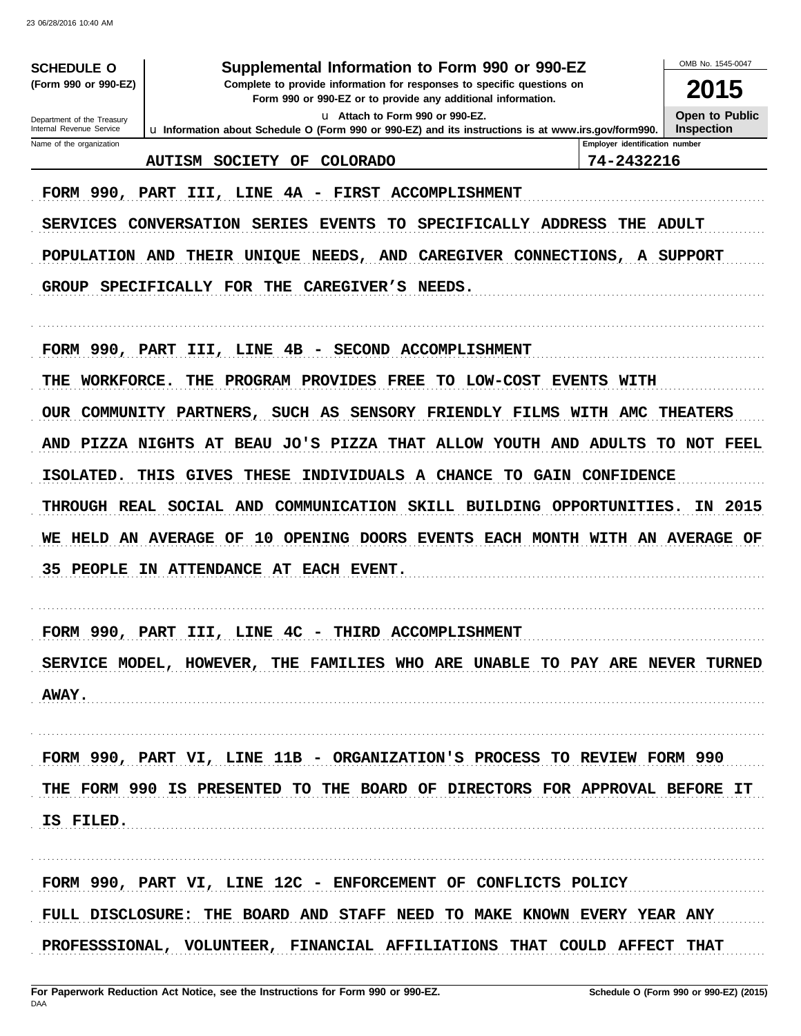**SCHEDULE O** **(Form 990 or 990-EZ)**

Department of the Treasury
Internal Revenue Service

# Supplemental Information to Form 990 or 990-EZ

**Complete to provide information for responses to specific questions on Form 990 or 990-EZ or to provide any additional information.**

**u Attach to Form 990 or 990-EZ.**

**u Information about Schedule O (Form 990 or 990-EZ) and its instructions is at www.irs.gov/form990.**

OMB No. 1545-0047

**2015**

**Open to Public Inspection**

| Name of the organization | Employer identification number |
|---|---|
| AUTISM SOCIETY OF COLORADO | 74-2432216 |

FORM 990, PART III, LINE 4A - FIRST ACCOMPLISHMENT

SERVICES CONVERSATION SERIES EVENTS TO SPECIFICALLY ADDRESS THE ADULT POPULATION AND THEIR UNIQUE NEEDS, AND CAREGIVER CONNECTIONS, A SUPPORT GROUP SPECIFICALLY FOR THE CAREGIVER'S NEEDS.

FORM 990, PART III, LINE 4B - SECOND ACCOMPLISHMENT

THE WORKFORCE. THE PROGRAM PROVIDES FREE TO LOW-COST EVENTS WITH OUR COMMUNITY PARTNERS, SUCH AS SENSORY FRIENDLY FILMS WITH AMC THEATERS AND PIZZA NIGHTS AT BEAU JO'S PIZZA THAT ALLOW YOUTH AND ADULTS TO NOT FEEL ISOLATED. THIS GIVES THESE INDIVIDUALS A CHANCE TO GAIN CONFIDENCE THROUGH REAL SOCIAL AND COMMUNICATION SKILL BUILDING OPPORTUNITIES. IN 2015 WE HELD AN AVERAGE OF 10 OPENING DOORS EVENTS EACH MONTH WITH AN AVERAGE OF 35 PEOPLE IN ATTENDANCE AT EACH EVENT.

FORM 990, PART III, LINE 4C - THIRD ACCOMPLISHMENT

SERVICE MODEL, HOWEVER, THE FAMILIES WHO ARE UNABLE TO PAY ARE NEVER TURNED AWAY.

FORM 990, PART VI, LINE 11B - ORGANIZATION'S PROCESS TO REVIEW FORM 990

THE FORM 990 IS PRESENTED TO THE BOARD OF DIRECTORS FOR APPROVAL BEFORE IT IS FILED.

FORM 990, PART VI, LINE 12C - ENFORCEMENT OF CONFLICTS POLICY

FULL DISCLOSURE: THE BOARD AND STAFF NEED TO MAKE KNOWN EVERY YEAR ANY PROFESSSIONAL, VOLUNTEER, FINANCIAL AFFILIATIONS THAT COULD AFFECT THAT

**For Paperwork Reduction Act Notice, see the Instructions for Form 990 or 990-EZ.** **Schedule O (Form 990 or 990-EZ) (2015)**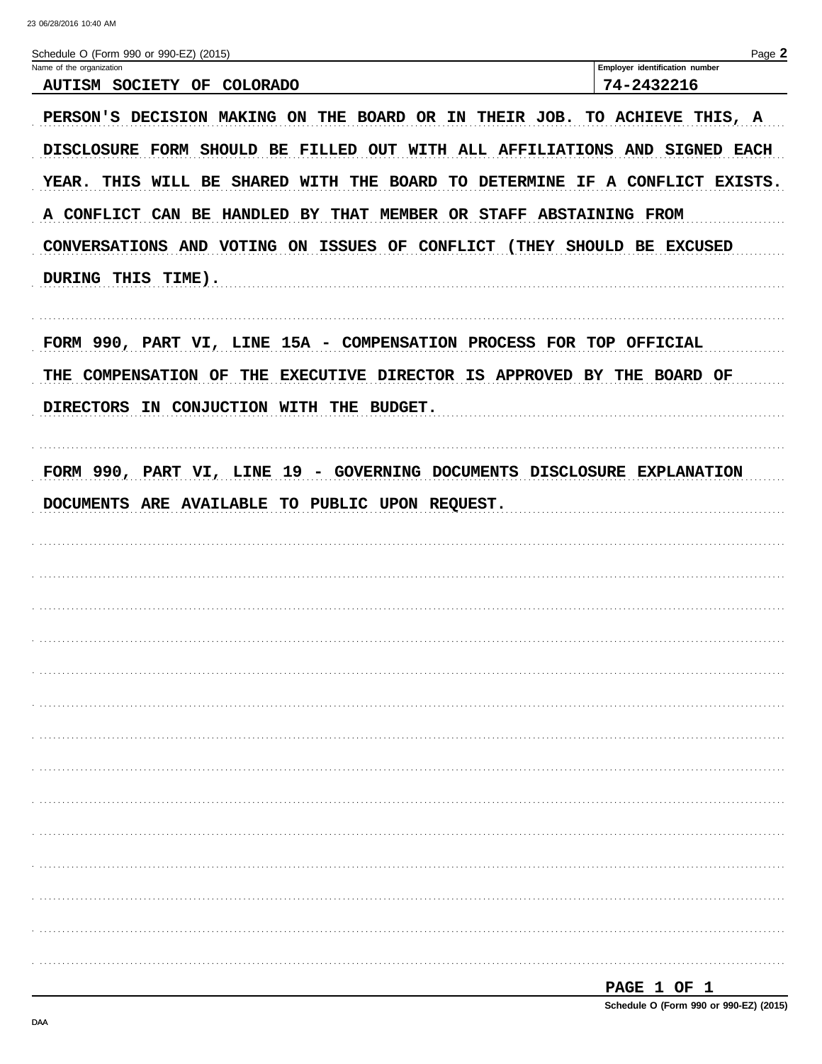Schedule O (Form 990 or 990-EZ) (2015)

Name of the organization: AUTISM SOCIETY OF COLORADO

Employer identification number: 74-2432216

PERSON'S DECISION MAKING ON THE BOARD OR IN THEIR JOB. TO ACHIEVE THIS, A DISCLOSURE FORM SHOULD BE FILLED OUT WITH ALL AFFILIATIONS AND SIGNED EACH YEAR. THIS WILL BE SHARED WITH THE BOARD TO DETERMINE IF A CONFLICT EXISTS. A CONFLICT CAN BE HANDLED BY THAT MEMBER OR STAFF ABSTAINING FROM CONVERSATIONS AND VOTING ON ISSUES OF CONFLICT (THEY SHOULD BE EXCUSED DURING THIS TIME).

FORM 990, PART VI, LINE 15A - COMPENSATION PROCESS FOR TOP OFFICIAL

THE COMPENSATION OF THE EXECUTIVE DIRECTOR IS APPROVED BY THE BOARD OF DIRECTORS IN CONJUCTION WITH THE BUDGET.

FORM 990, PART VI, LINE 19 - GOVERNING DOCUMENTS DISCLOSURE EXPLANATION

DOCUMENTS ARE AVAILABLE TO PUBLIC UPON REQUEST.

PAGE 1 OF 1

Schedule O (Form 990 or 990-EZ) (2015)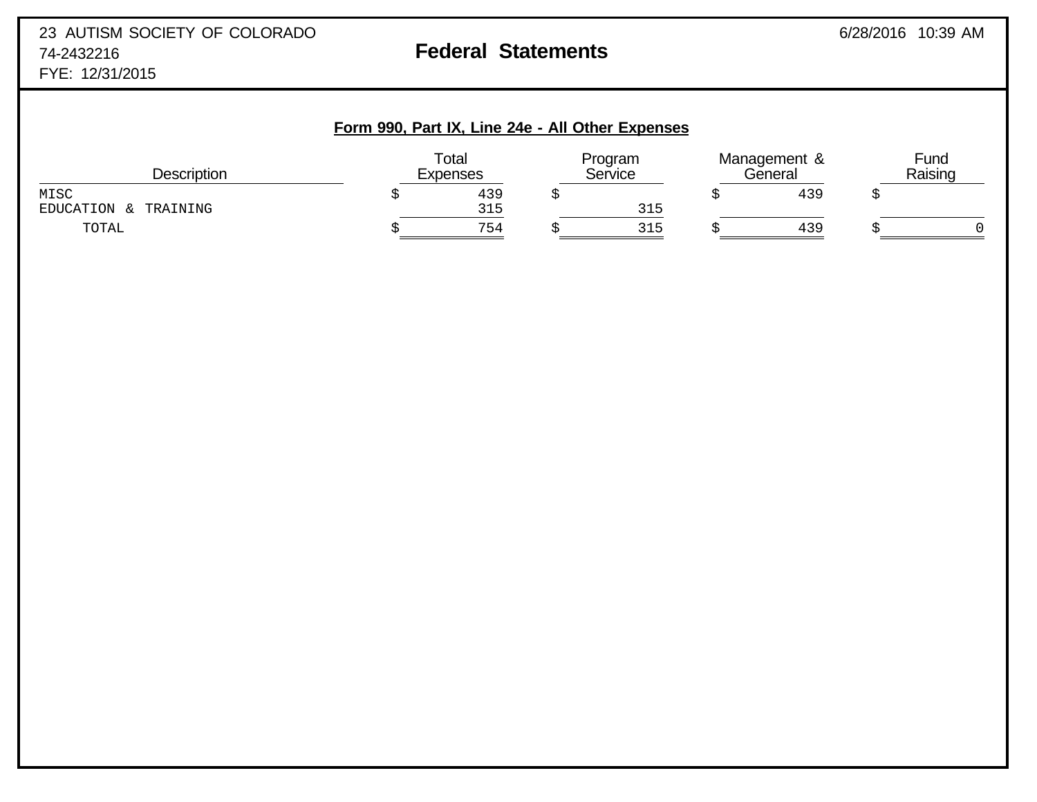23 AUTISM SOCIETY OF COLORADO
74-2432216
FYE: 12/31/2015

# Federal Statements

6/28/2016 10:39 AM

## Form 990, Part IX, Line 24e - All Other Expenses

| Description | Total Expenses | Program Service | Management & General | Fund Raising |
|---|---|---|---|---|
| MISC | $ 439 | $ | $ 439 | $ |
| EDUCATION & TRAINING | 315 | 315 | | |
| TOTAL | $ 754 | $ 315 | $ 439 | $ 0 |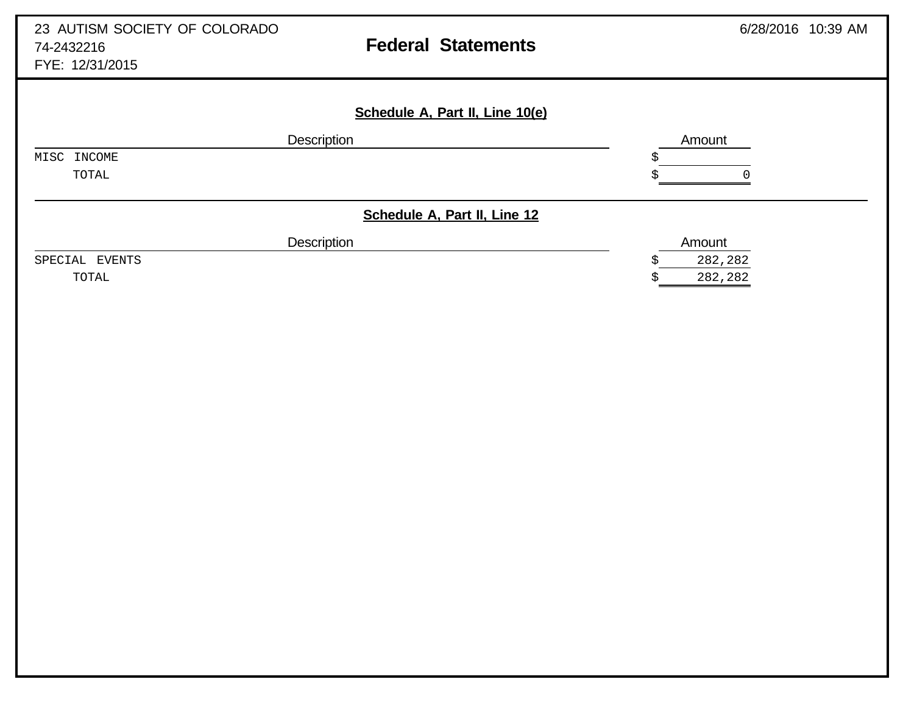23 AUTISM SOCIETY OF COLORADO
74-2432216
FYE: 12/31/2015

# Federal Statements

## Schedule A, Part II, Line 10(e)

| Description | Amount |
|---|---|
| MISC INCOME | $ |
| TOTAL | $ 0 |

## Schedule A, Part II, Line 12

| Description | Amount |
|---|---|
| SPECIAL EVENTS | $ 282,282 |
| TOTAL | $ 282,282 |